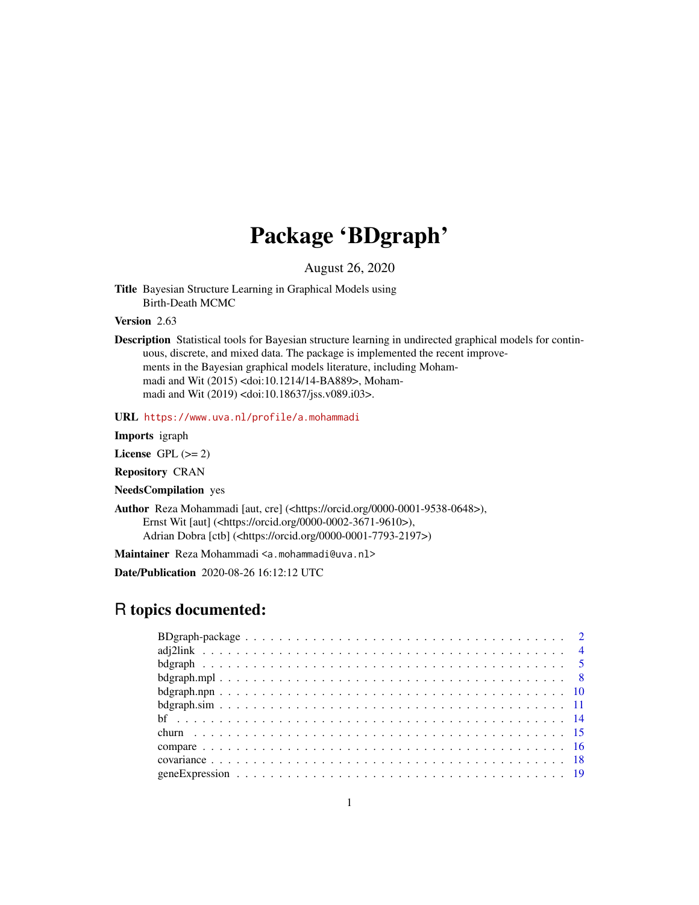# Package 'BDgraph'

August 26, 2020

**Title** Bayesian Structure Learning in Graphical Models using Birth-Death MCMC

**Version** 2.63

**Description** Statistical tools for Bayesian structure learning in undirected graphical models for continuous, discrete, and mixed data. The package is implemented the recent improvements in the Bayesian graphical models literature, including Mohammadi and Wit (2015) <doi:10.1214/14-BA889>, Mohammadi and Wit (2019) <doi:10.18637/jss.v089.i03>.

**URL** https://www.uva.nl/profile/a.mohammadi

**Imports** igraph

**License** GPL (>= 2)

**Repository** CRAN

**NeedsCompilation** yes

**Author** Reza Mohammadi [aut, cre] (<https://orcid.org/0000-0001-9538-0648>), Ernst Wit [aut] (<https://orcid.org/0000-0002-3671-9610>), Adrian Dobra [ctb] (<https://orcid.org/0000-0001-7793-2197>)

**Maintainer** Reza Mohammadi <a.mohammadi@uva.nl>

**Date/Publication** 2020-08-26 16:12:12 UTC

## R topics documented:

| | |
|---|---|
| BDgraph-package | 2 |
| adj2link | 4 |
| bdgraph | 5 |
| bdgraph.mpl | 8 |
| bdgraph.npn | 10 |
| bdgraph.sim | 11 |
| bf | 14 |
| churn | 15 |
| compare | 16 |
| covariance | 18 |
| geneExpression | 19 |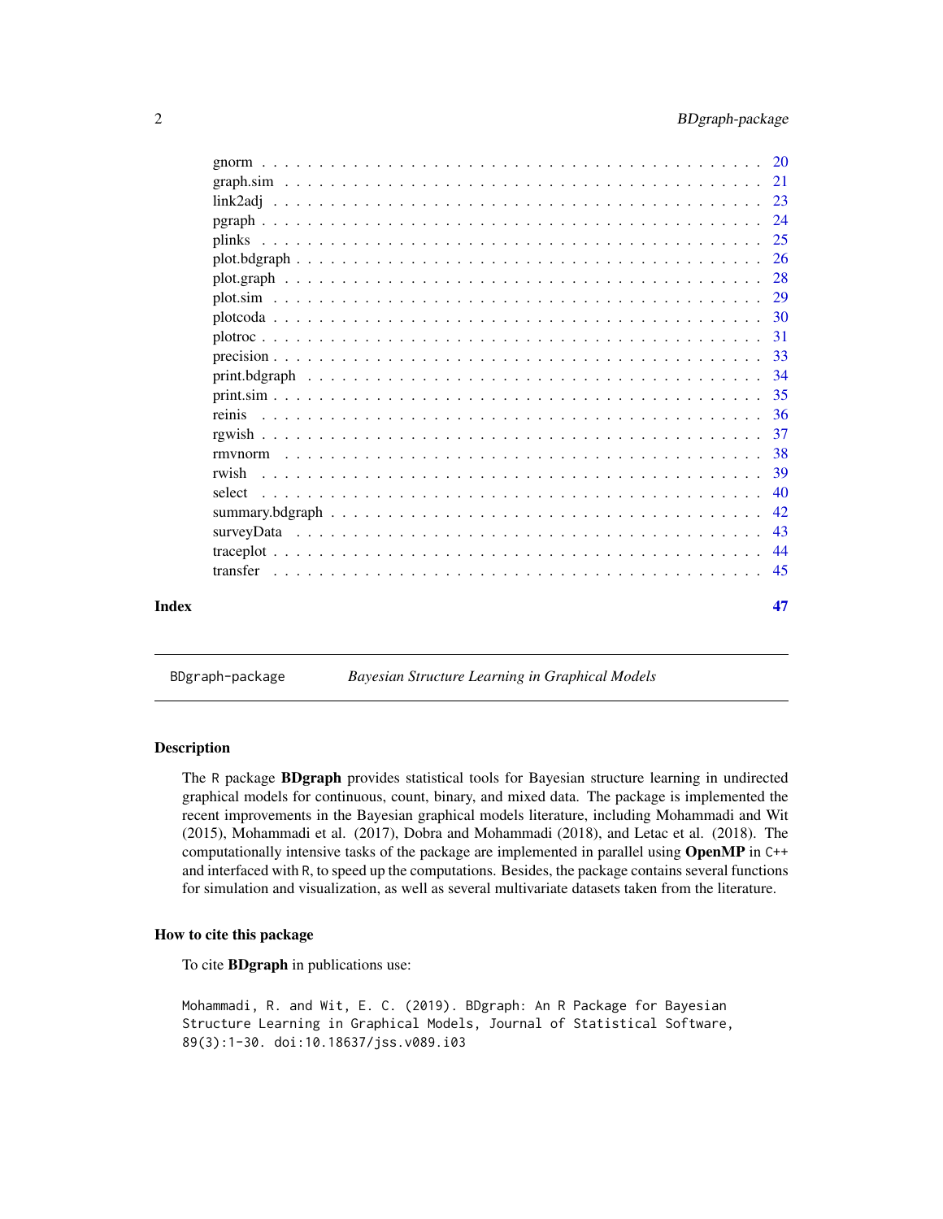gnorm . . . . . . . . . . . . . . . . . . . . . . . . . . . . . . . . . . . . . . . . 20
graph.sim . . . . . . . . . . . . . . . . . . . . . . . . . . . . . . . . . . . . . . 21
link2adj . . . . . . . . . . . . . . . . . . . . . . . . . . . . . . . . . . . . . . . 23
pgraph . . . . . . . . . . . . . . . . . . . . . . . . . . . . . . . . . . . . . . . . 24
plinks . . . . . . . . . . . . . . . . . . . . . . . . . . . . . . . . . . . . . . . . 25
plot.bdgraph . . . . . . . . . . . . . . . . . . . . . . . . . . . . . . . . . . . . . 26
plot.graph . . . . . . . . . . . . . . . . . . . . . . . . . . . . . . . . . . . . . . 28
plot.sim . . . . . . . . . . . . . . . . . . . . . . . . . . . . . . . . . . . . . . . 29
plotcoda . . . . . . . . . . . . . . . . . . . . . . . . . . . . . . . . . . . . . . . 30
plotroc . . . . . . . . . . . . . . . . . . . . . . . . . . . . . . . . . . . . . . . . 31
precision . . . . . . . . . . . . . . . . . . . . . . . . . . . . . . . . . . . . . . . 33
print.bdgraph . . . . . . . . . . . . . . . . . . . . . . . . . . . . . . . . . . . . 34
print.sim . . . . . . . . . . . . . . . . . . . . . . . . . . . . . . . . . . . . . . . 35
reinis . . . . . . . . . . . . . . . . . . . . . . . . . . . . . . . . . . . . . . . . 36
rgwish . . . . . . . . . . . . . . . . . . . . . . . . . . . . . . . . . . . . . . . . 37
rmvnorm . . . . . . . . . . . . . . . . . . . . . . . . . . . . . . . . . . . . . . . 38
rwish . . . . . . . . . . . . . . . . . . . . . . . . . . . . . . . . . . . . . . . . . 39
select . . . . . . . . . . . . . . . . . . . . . . . . . . . . . . . . . . . . . . . . 40
summary.bdgraph . . . . . . . . . . . . . . . . . . . . . . . . . . . . . . . . . . . 42
surveyData . . . . . . . . . . . . . . . . . . . . . . . . . . . . . . . . . . . . . . 43
traceplot . . . . . . . . . . . . . . . . . . . . . . . . . . . . . . . . . . . . . . . 44
transfer . . . . . . . . . . . . . . . . . . . . . . . . . . . . . . . . . . . . . . . 45

**Index** 47

---

`BDgraph-package` *Bayesian Structure Learning in Graphical Models*

---

### Description

The R package **BDgraph** provides statistical tools for Bayesian structure learning in undirected graphical models for continuous, count, binary, and mixed data. The package is implemented the recent improvements in the Bayesian graphical models literature, including Mohammadi and Wit (2015), Mohammadi et al. (2017), Dobra and Mohammadi (2018), and Letac et al. (2018). The computationally intensive tasks of the package are implemented in parallel using **OpenMP** in C++ and interfaced with R, to speed up the computations. Besides, the package contains several functions for simulation and visualization, as well as several multivariate datasets taken from the literature.

### How to cite this package

To cite **BDgraph** in publications use:

```
Mohammadi, R. and Wit, E. C. (2019). BDgraph: An R Package for Bayesian
Structure Learning in Graphical Models, Journal of Statistical Software,
89(3):1-30. doi:10.18637/jss.v089.i03
```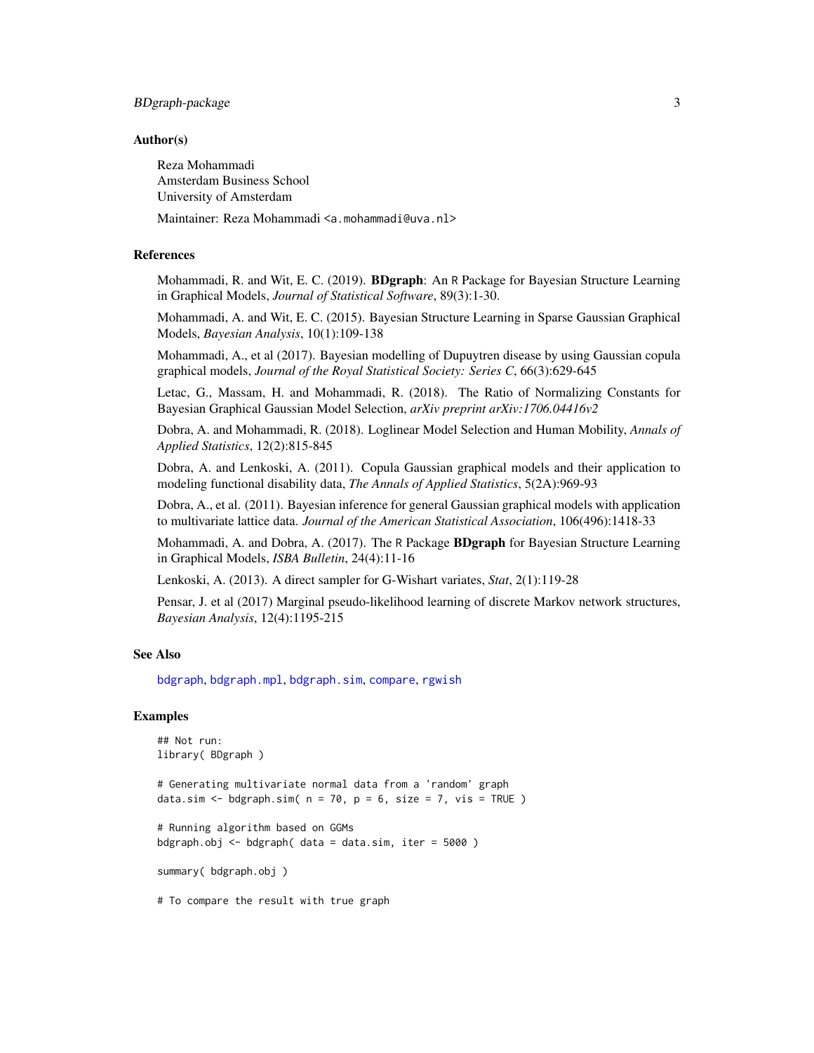## Author(s)

Reza Mohammadi
Amsterdam Business School
University of Amsterdam

Maintainer: Reza Mohammadi <a.mohammadi@uva.nl>

## References

Mohammadi, R. and Wit, E. C. (2019). **BDgraph**: An R Package for Bayesian Structure Learning in Graphical Models, *Journal of Statistical Software*, 89(3):1-30.

Mohammadi, A. and Wit, E. C. (2015). Bayesian Structure Learning in Sparse Gaussian Graphical Models, *Bayesian Analysis*, 10(1):109-138

Mohammadi, A., et al (2017). Bayesian modelling of Dupuytren disease by using Gaussian copula graphical models, *Journal of the Royal Statistical Society: Series C*, 66(3):629-645

Letac, G., Massam, H. and Mohammadi, R. (2018). The Ratio of Normalizing Constants for Bayesian Graphical Gaussian Model Selection, *arXiv preprint arXiv:1706.04416v2*

Dobra, A. and Mohammadi, R. (2018). Loglinear Model Selection and Human Mobility, *Annals of Applied Statistics*, 12(2):815-845

Dobra, A. and Lenkoski, A. (2011). Copula Gaussian graphical models and their application to modeling functional disability data, *The Annals of Applied Statistics*, 5(2A):969-93

Dobra, A., et al. (2011). Bayesian inference for general Gaussian graphical models with application to multivariate lattice data. *Journal of the American Statistical Association*, 106(496):1418-33

Mohammadi, A. and Dobra, A. (2017). The R Package **BDgraph** for Bayesian Structure Learning in Graphical Models, *ISBA Bulletin*, 24(4):11-16

Lenkoski, A. (2013). A direct sampler for G-Wishart variates, *Stat*, 2(1):119-28

Pensar, J. et al (2017) Marginal pseudo-likelihood learning of discrete Markov network structures, *Bayesian Analysis*, 12(4):1195-215

## See Also

bdgraph, bdgraph.mpl, bdgraph.sim, compare, rgwish

## Examples

```
## Not run:
library( BDgraph )

# Generating multivariate normal data from a 'random' graph
data.sim <- bdgraph.sim( n = 70, p = 6, size = 7, vis = TRUE )

# Running algorithm based on GGMs
bdgraph.obj <- bdgraph( data = data.sim, iter = 5000 )

summary( bdgraph.obj )

# To compare the result with true graph
```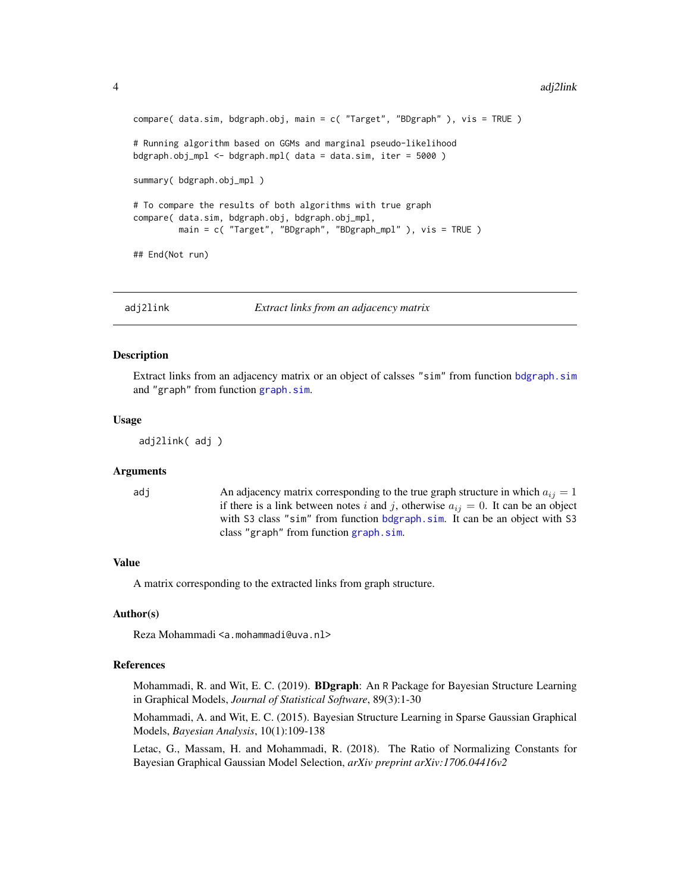```
compare( data.sim, bdgraph.obj, main = c( "Target", "BDgraph" ), vis = TRUE )

# Running algorithm based on GGMs and marginal pseudo-likelihood
bdgraph.obj_mpl <- bdgraph.mpl( data = data.sim, iter = 5000 )

summary( bdgraph.obj_mpl )

# To compare the results of both algorithms with true graph
compare( data.sim, bdgraph.obj, bdgraph.obj_mpl,
        main = c( "Target", "BDgraph", "BDgraph_mpl" ), vis = TRUE )

## End(Not run)
```

---

## adj2link — *Extract links from an adjacency matrix*

### Description

Extract links from an adjacency matrix or an object of calsses "sim" from function bdgraph.sim and "graph" from function graph.sim.

### Usage

```
adj2link( adj )
```

### Arguments

**adj** — An adjacency matrix corresponding to the true graph structure in which $a_{ij} = 1$ if there is a link between notes $i$ and $j$, otherwise $a_{ij} = 0$. It can be an object with S3 class "sim" from function bdgraph.sim. It can be an object with S3 class "graph" from function graph.sim.

### Value

A matrix corresponding to the extracted links from graph structure.

### Author(s)

Reza Mohammadi <a.mohammadi@uva.nl>

### References

Mohammadi, R. and Wit, E. C. (2019). **BDgraph**: An R Package for Bayesian Structure Learning in Graphical Models, *Journal of Statistical Software*, 89(3):1-30

Mohammadi, A. and Wit, E. C. (2015). Bayesian Structure Learning in Sparse Gaussian Graphical Models, *Bayesian Analysis*, 10(1):109-138

Letac, G., Massam, H. and Mohammadi, R. (2018). The Ratio of Normalizing Constants for Bayesian Graphical Gaussian Model Selection, *arXiv preprint arXiv:1706.04416v2*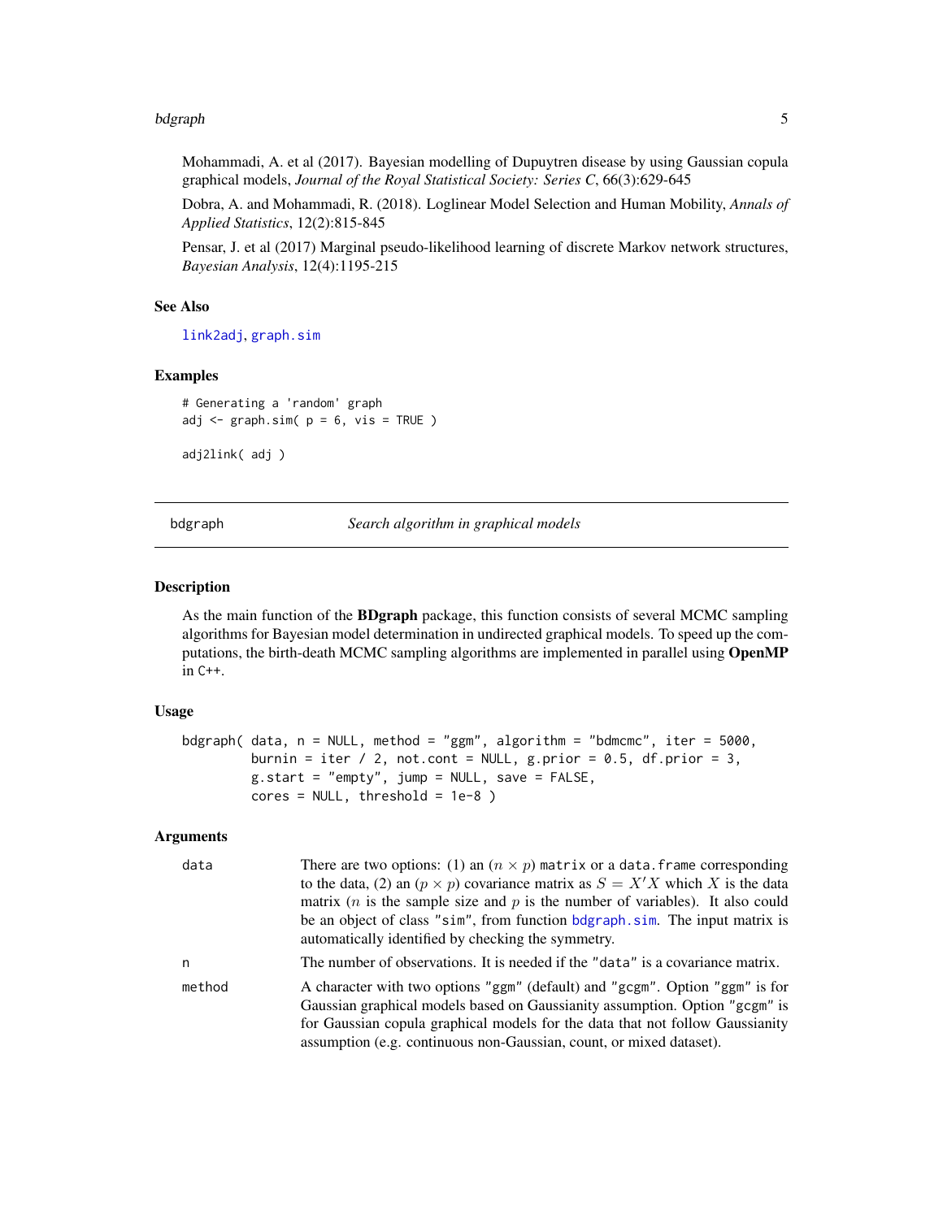Mohammadi, A. et al (2017). Bayesian modelling of Dupuytren disease by using Gaussian copula graphical models, *Journal of the Royal Statistical Society: Series C*, 66(3):629-645

Dobra, A. and Mohammadi, R. (2018). Loglinear Model Selection and Human Mobility, *Annals of Applied Statistics*, 12(2):815-845

Pensar, J. et al (2017) Marginal pseudo-likelihood learning of discrete Markov network structures, *Bayesian Analysis*, 12(4):1195-215

### See Also

`link2adj`, `graph.sim`

### Examples

```
# Generating a 'random' graph
adj <- graph.sim( p = 6, vis = TRUE )

adj2link( adj )
```

---

## bdgraph — *Search algorithm in graphical models*

---

### Description

As the main function of the **BDgraph** package, this function consists of several MCMC sampling algorithms for Bayesian model determination in undirected graphical models. To speed up the computations, the birth-death MCMC sampling algorithms are implemented in parallel using **OpenMP** in C++.

### Usage

```
bdgraph( data, n = NULL, method = "ggm", algorithm = "bdmcmc", iter = 5000,
         burnin = iter / 2, not.cont = NULL, g.prior = 0.5, df.prior = 3,
         g.start = "empty", jump = NULL, save = FALSE,
         cores = NULL, threshold = 1e-8 )
```

### Arguments

| | |
|---|---|
| `data` | There are two options: (1) an $(n \times p)$ `matrix` or a `data.frame` corresponding to the data, (2) an $(p \times p)$ covariance matrix as $S = X'X$ which $X$ is the data matrix ($n$ is the sample size and $p$ is the number of variables). It also could be an object of class `"sim"`, from function `bdgraph.sim`. The input matrix is automatically identified by checking the symmetry. |
| `n` | The number of observations. It is needed if the `"data"` is a covariance matrix. |
| `method` | A character with two options `"ggm"` (default) and `"gcgm"`. Option `"ggm"` is for Gaussian graphical models based on Gaussianity assumption. Option `"gcgm"` is for Gaussian copula graphical models for the data that not follow Gaussianity assumption (e.g. continuous non-Gaussian, count, or mixed dataset). |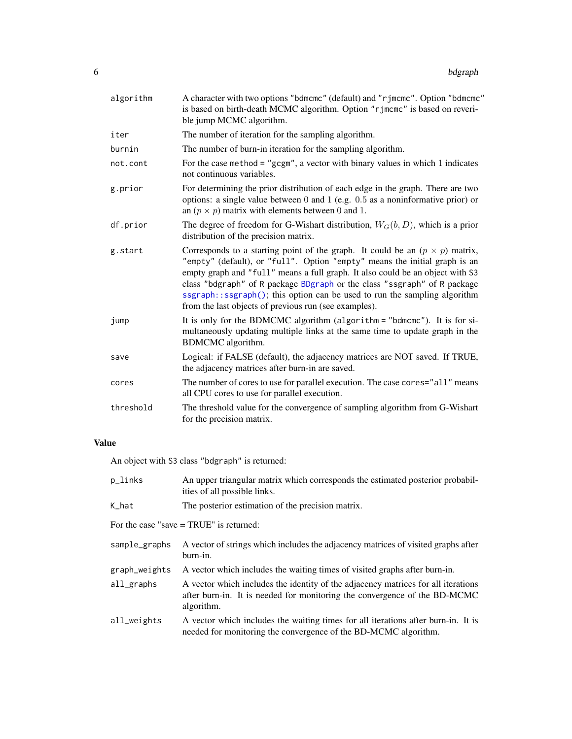| | |
|---|---|
| algorithm | A character with two options "bdmcmc" (default) and "rjmcmc". Option "bdmcmc" is based on birth-death MCMC algorithm. Option "rjmcmc" is based on reverible jump MCMC algorithm. |
| iter | The number of iteration for the sampling algorithm. |
| burnin | The number of burn-in iteration for the sampling algorithm. |
| not.cont | For the case method = "gcgm", a vector with binary values in which 1 indicates not continuous variables. |
| g.prior | For determining the prior distribution of each edge in the graph. There are two options: a single value between 0 and 1 (e.g. 0.5 as a noninformative prior) or an $(p \times p)$ matrix with elements between 0 and 1. |
| df.prior | The degree of freedom for G-Wishart distribution, $W_G(b, D)$, which is a prior distribution of the precision matrix. |
| g.start | Corresponds to a starting point of the graph. It could be an $(p \times p)$ matrix, "empty" (default), or "full". Option "empty" means the initial graph is an empty graph and "full" means a full graph. It also could be an object with S3 class "bdgraph" of R package BDgraph or the class "ssgraph" of R package ssgraph::ssgraph(); this option can be used to run the sampling algorithm from the last objects of previous run (see examples). |
| jump | It is only for the BDMCMC algorithm (algorithm = "bdmcmc"). It is for simultaneously updating multiple links at the same time to update graph in the BDMCMC algorithm. |
| save | Logical: if FALSE (default), the adjacency matrices are NOT saved. If TRUE, the adjacency matrices after burn-in are saved. |
| cores | The number of cores to use for parallel execution. The case cores="all" means all CPU cores to use for parallel execution. |
| threshold | The threshold value for the convergence of sampling algorithm from G-Wishart for the precision matrix. |

## Value

An object with S3 class "bdgraph" is returned:

| | |
|---|---|
| p_links | An upper triangular matrix which corresponds the estimated posterior probabilities of all possible links. |
| K_hat | The posterior estimation of the precision matrix. |

For the case "save = TRUE" is returned:

| | |
|---|---|
| sample_graphs | A vector of strings which includes the adjacency matrices of visited graphs after burn-in. |
| graph_weights | A vector which includes the waiting times of visited graphs after burn-in. |
| all_graphs | A vector which includes the identity of the adjacency matrices for all iterations after burn-in. It is needed for monitoring the convergence of the BD-MCMC algorithm. |
| all_weights | A vector which includes the waiting times for all iterations after burn-in. It is needed for monitoring the convergence of the BD-MCMC algorithm. |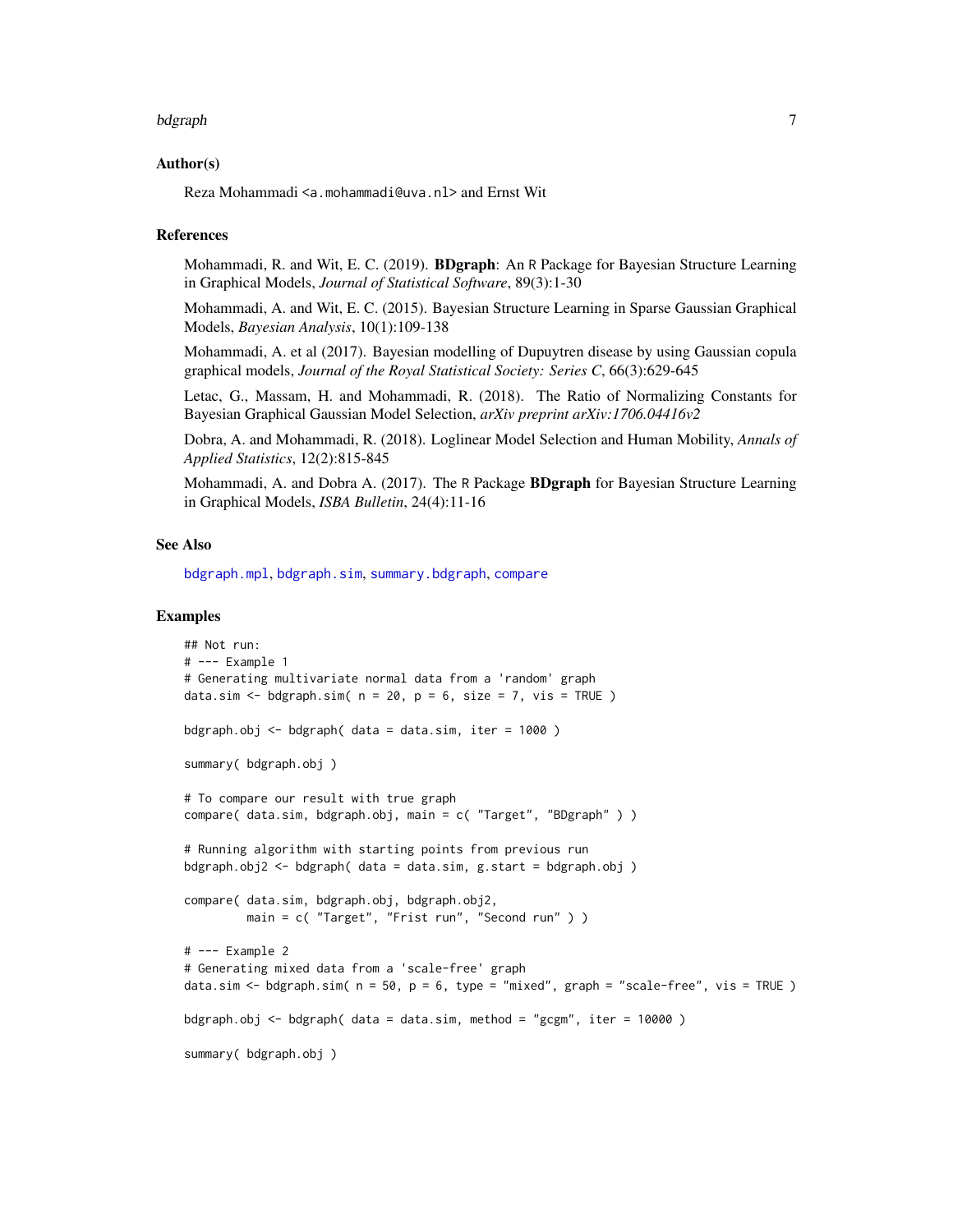### Author(s)

Reza Mohammadi <a.mohammadi@uva.nl> and Ernst Wit

### References

Mohammadi, R. and Wit, E. C. (2019). **BDgraph**: An R Package for Bayesian Structure Learning in Graphical Models, *Journal of Statistical Software*, 89(3):1-30

Mohammadi, A. and Wit, E. C. (2015). Bayesian Structure Learning in Sparse Gaussian Graphical Models, *Bayesian Analysis*, 10(1):109-138

Mohammadi, A. et al (2017). Bayesian modelling of Dupuytren disease by using Gaussian copula graphical models, *Journal of the Royal Statistical Society: Series C*, 66(3):629-645

Letac, G., Massam, H. and Mohammadi, R. (2018). The Ratio of Normalizing Constants for Bayesian Graphical Gaussian Model Selection, *arXiv preprint arXiv:1706.04416v2*

Dobra, A. and Mohammadi, R. (2018). Loglinear Model Selection and Human Mobility, *Annals of Applied Statistics*, 12(2):815-845

Mohammadi, A. and Dobra A. (2017). The R Package **BDgraph** for Bayesian Structure Learning in Graphical Models, *ISBA Bulletin*, 24(4):11-16

### See Also

bdgraph.mpl, bdgraph.sim, summary.bdgraph, compare

### Examples

```
## Not run:
# --- Example 1
# Generating multivariate normal data from a 'random' graph
data.sim <- bdgraph.sim( n = 20, p = 6, size = 7, vis = TRUE )

bdgraph.obj <- bdgraph( data = data.sim, iter = 1000 )

summary( bdgraph.obj )

# To compare our result with true graph
compare( data.sim, bdgraph.obj, main = c( "Target", "BDgraph" ) )

# Running algorithm with starting points from previous run
bdgraph.obj2 <- bdgraph( data = data.sim, g.start = bdgraph.obj )

compare( data.sim, bdgraph.obj, bdgraph.obj2,
         main = c( "Target", "Frist run", "Second run" ) )

# --- Example 2
# Generating mixed data from a 'scale-free' graph
data.sim <- bdgraph.sim( n = 50, p = 6, type = "mixed", graph = "scale-free", vis = TRUE )

bdgraph.obj <- bdgraph( data = data.sim, method = "gcgm", iter = 10000 )

summary( bdgraph.obj )
```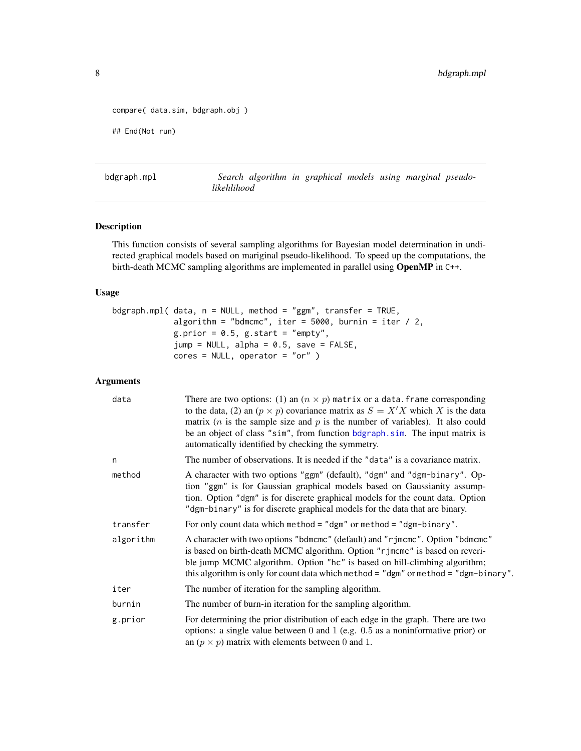```
compare( data.sim, bdgraph.obj )

## End(Not run)
```

---

bdgraph.mpl *Search algorithm in graphical models using marginal pseudo-likehlihood*

---

## Description

This function consists of several sampling algorithms for Bayesian model determination in undirected graphical models based on mariginal pseudo-likelihood. To speed up the computations, the birth-death MCMC sampling algorithms are implemented in parallel using **OpenMP** in C++.

## Usage

```
bdgraph.mpl( data, n = NULL, method = "ggm", transfer = TRUE,
             algorithm = "bdmcmc", iter = 5000, burnin = iter / 2,
             g.prior = 0.5, g.start = "empty",
             jump = NULL, alpha = 0.5, save = FALSE,
             cores = NULL, operator = "or" )
```

## Arguments

| | |
|---|---|
| data | There are two options: (1) an $(n \times p)$ matrix or a data.frame corresponding to the data, (2) an $(p \times p)$ covariance matrix as $S = X'X$ which $X$ is the data matrix ($n$ is the sample size and $p$ is the number of variables). It also could be an object of class "sim", from function bdgraph.sim. The input matrix is automatically identified by checking the symmetry. |
| n | The number of observations. It is needed if the "data" is a covariance matrix. |
| method | A character with two options "ggm" (default), "dgm" and "dgm-binary". Option "ggm" is for Gaussian graphical models based on Gaussianity assumption. Option "dgm" is for discrete graphical models for the count data. Option "dgm-binary" is for discrete graphical models for the data that are binary. |
| transfer | For only count data which method = "dgm" or method = "dgm-binary". |
| algorithm | A character with two options "bdmcmc" (default) and "rjmcmc". Option "bdmcmc" is based on birth-death MCMC algorithm. Option "rjmcmc" is based on reverible jump MCMC algorithm. Option "hc" is based on hill-climbing algorithm; this algorithm is only for count data which method = "dgm" or method = "dgm-binary". |
| iter | The number of iteration for the sampling algorithm. |
| burnin | The number of burn-in iteration for the sampling algorithm. |
| g.prior | For determining the prior distribution of each edge in the graph. There are two options: a single value between 0 and 1 (e.g. 0.5 as a noninformative prior) or an $(p \times p)$ matrix with elements between 0 and 1. |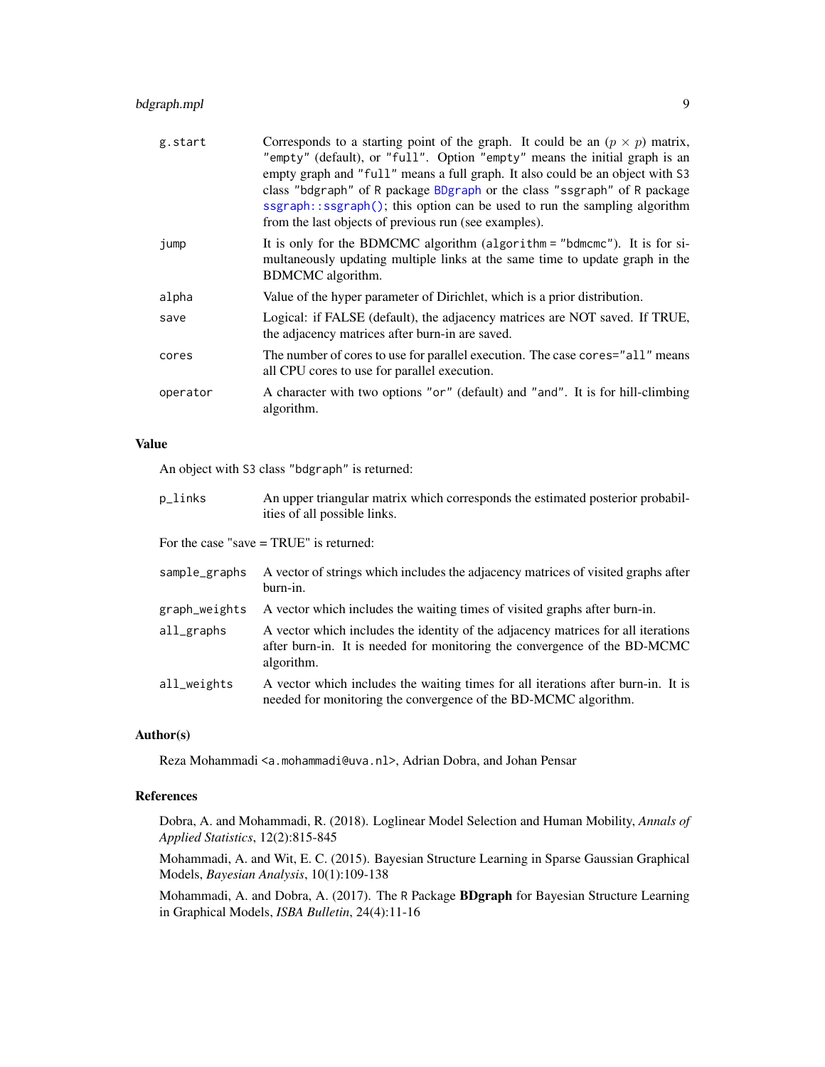| | |
|---|---|
| g.start | Corresponds to a starting point of the graph. It could be an $(p \times p)$ matrix, "empty" (default), or "full". Option "empty" means the initial graph is an empty graph and "full" means a full graph. It also could be an object with S3 class "bdgraph" of R package BDgraph or the class "ssgraph" of R package ssgraph::ssgraph(); this option can be used to run the sampling algorithm from the last objects of previous run (see examples). |
| jump | It is only for the BDMCMC algorithm (algorithm = "bdmcmc"). It is for simultaneously updating multiple links at the same time to update graph in the BDMCMC algorithm. |
| alpha | Value of the hyper parameter of Dirichlet, which is a prior distribution. |
| save | Logical: if FALSE (default), the adjacency matrices are NOT saved. If TRUE, the adjacency matrices after burn-in are saved. |
| cores | The number of cores to use for parallel execution. The case cores="all" means all CPU cores to use for parallel execution. |
| operator | A character with two options "or" (default) and "and". It is for hill-climbing algorithm. |

## Value

An object with S3 class "bdgraph" is returned:

| | |
|---|---|
| p_links | An upper triangular matrix which corresponds the estimated posterior probabilities of all possible links. |

For the case "save = TRUE" is returned:

| | |
|---|---|
| sample_graphs | A vector of strings which includes the adjacency matrices of visited graphs after burn-in. |
| graph_weights | A vector which includes the waiting times of visited graphs after burn-in. |
| all_graphs | A vector which includes the identity of the adjacency matrices for all iterations after burn-in. It is needed for monitoring the convergence of the BD-MCMC algorithm. |
| all_weights | A vector which includes the waiting times for all iterations after burn-in. It is needed for monitoring the convergence of the BD-MCMC algorithm. |

## Author(s)

Reza Mohammadi <a.mohammadi@uva.nl>, Adrian Dobra, and Johan Pensar

## References

Dobra, A. and Mohammadi, R. (2018). Loglinear Model Selection and Human Mobility, *Annals of Applied Statistics*, 12(2):815-845

Mohammadi, A. and Wit, E. C. (2015). Bayesian Structure Learning in Sparse Gaussian Graphical Models, *Bayesian Analysis*, 10(1):109-138

Mohammadi, A. and Dobra, A. (2017). The R Package **BDgraph** for Bayesian Structure Learning in Graphical Models, *ISBA Bulletin*, 24(4):11-16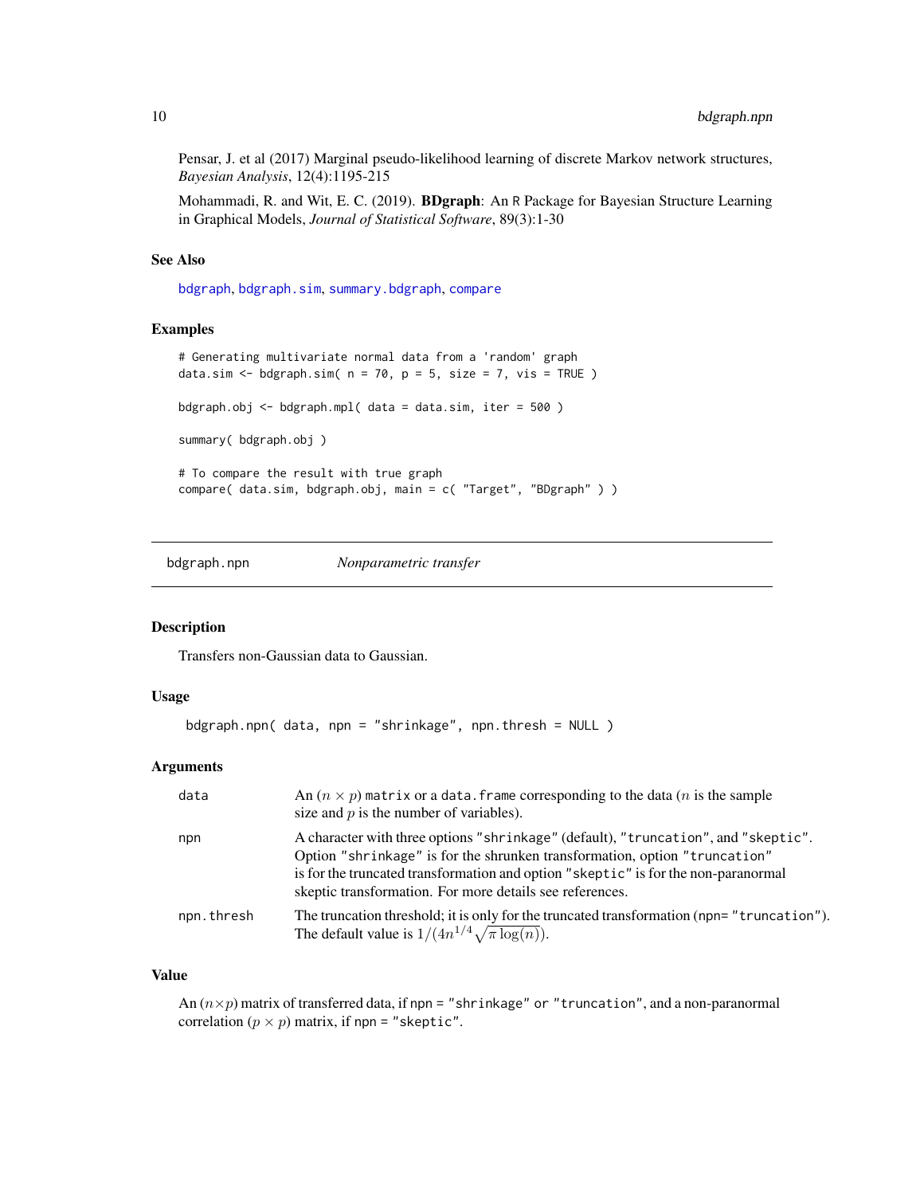Pensar, J. et al (2017) Marginal pseudo-likelihood learning of discrete Markov network structures, *Bayesian Analysis*, 12(4):1195-215

Mohammadi, R. and Wit, E. C. (2019). **BDgraph**: An R Package for Bayesian Structure Learning in Graphical Models, *Journal of Statistical Software*, 89(3):1-30

### See Also

bdgraph, bdgraph.sim, summary.bdgraph, compare

### Examples

```
# Generating multivariate normal data from a 'random' graph
data.sim <- bdgraph.sim( n = 70, p = 5, size = 7, vis = TRUE )

bdgraph.obj <- bdgraph.mpl( data = data.sim, iter = 500 )

summary( bdgraph.obj )

# To compare the result with true graph
compare( data.sim, bdgraph.obj, main = c( "Target", "BDgraph" ) )
```

---

## bdgraph.npn    *Nonparametric transfer*

### Description

Transfers non-Gaussian data to Gaussian.

### Usage

```
bdgraph.npn( data, npn = "shrinkage", npn.thresh = NULL )
```

### Arguments

| | |
|---|---|
| data | An $(n \times p)$ matrix or a data.frame corresponding to the data ($n$ is the sample size and $p$ is the number of variables). |
| npn | A character with three options "shrinkage" (default), "truncation", and "skeptic". Option "shrinkage" is for the shrunken transformation, option "truncation" is for the truncated transformation and option "skeptic" is for the non-paranormal skeptic transformation. For more details see references. |
| npn.thresh | The truncation threshold; it is only for the truncated transformation (npn= "truncation"). The default value is $1/(4n^{1/4}\sqrt{\pi \log(n)})$. |

### Value

An $(n \times p)$ matrix of transferred data, if npn = "shrinkage" or "truncation", and a non-paranormal correlation $(p \times p)$ matrix, if npn = "skeptic".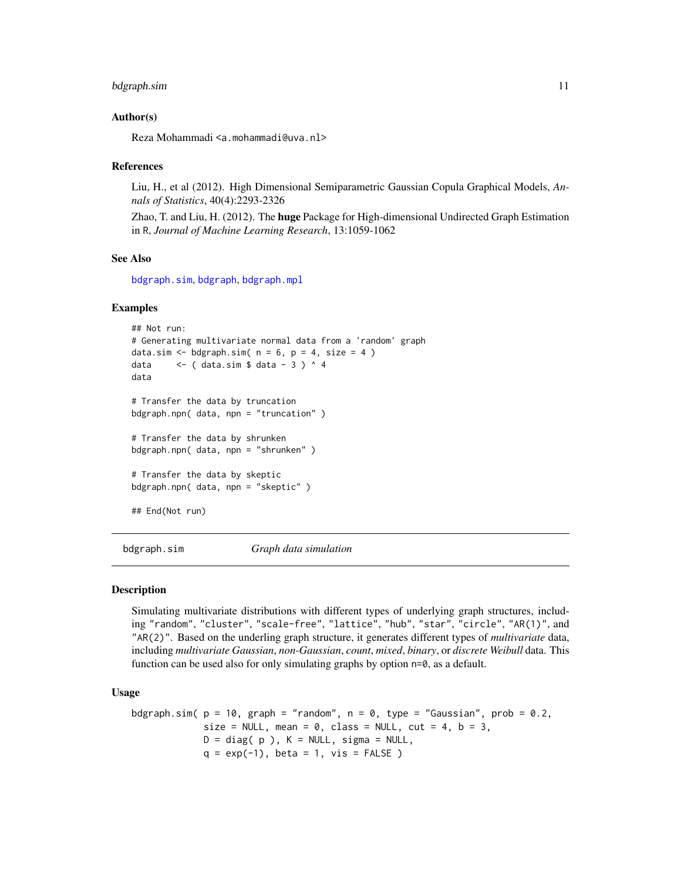### Author(s)

Reza Mohammadi <a.mohammadi@uva.nl>

### References

Liu, H., et al (2012). High Dimensional Semiparametric Gaussian Copula Graphical Models, *Annals of Statistics*, 40(4):2293-2326

Zhao, T. and Liu, H. (2012). The **huge** Package for High-dimensional Undirected Graph Estimation in R, *Journal of Machine Learning Research*, 13:1059-1062

### See Also

bdgraph.sim, bdgraph, bdgraph.mpl

### Examples

```
## Not run:
# Generating multivariate normal data from a 'random' graph
data.sim <- bdgraph.sim( n = 6, p = 4, size = 4 )
data     <- ( data.sim $ data - 3 ) ^ 4
data

# Transfer the data by truncation
bdgraph.npn( data, npn = "truncation" )

# Transfer the data by shrunken
bdgraph.npn( data, npn = "shrunken" )

# Transfer the data by skeptic
bdgraph.npn( data, npn = "skeptic" )

## End(Not run)
```

---

## bdgraph.sim — *Graph data simulation*

### Description

Simulating multivariate distributions with different types of underlying graph structures, including "random", "cluster", "scale-free", "lattice", "hub", "star", "circle", "AR(1)", and "AR(2)". Based on the underling graph structure, it generates different types of *multivariate* data, including *multivariate Gaussian*, *non-Gaussian*, *count*, *mixed*, *binary*, or *discrete Weibull* data. This function can be used also for only simulating graphs by option n=0, as a default.

### Usage

```
bdgraph.sim( p = 10, graph = "random", n = 0, type = "Gaussian", prob = 0.2,
             size = NULL, mean = 0, class = NULL, cut = 4, b = 3,
             D = diag( p ), K = NULL, sigma = NULL,
             q = exp(-1), beta = 1, vis = FALSE )
```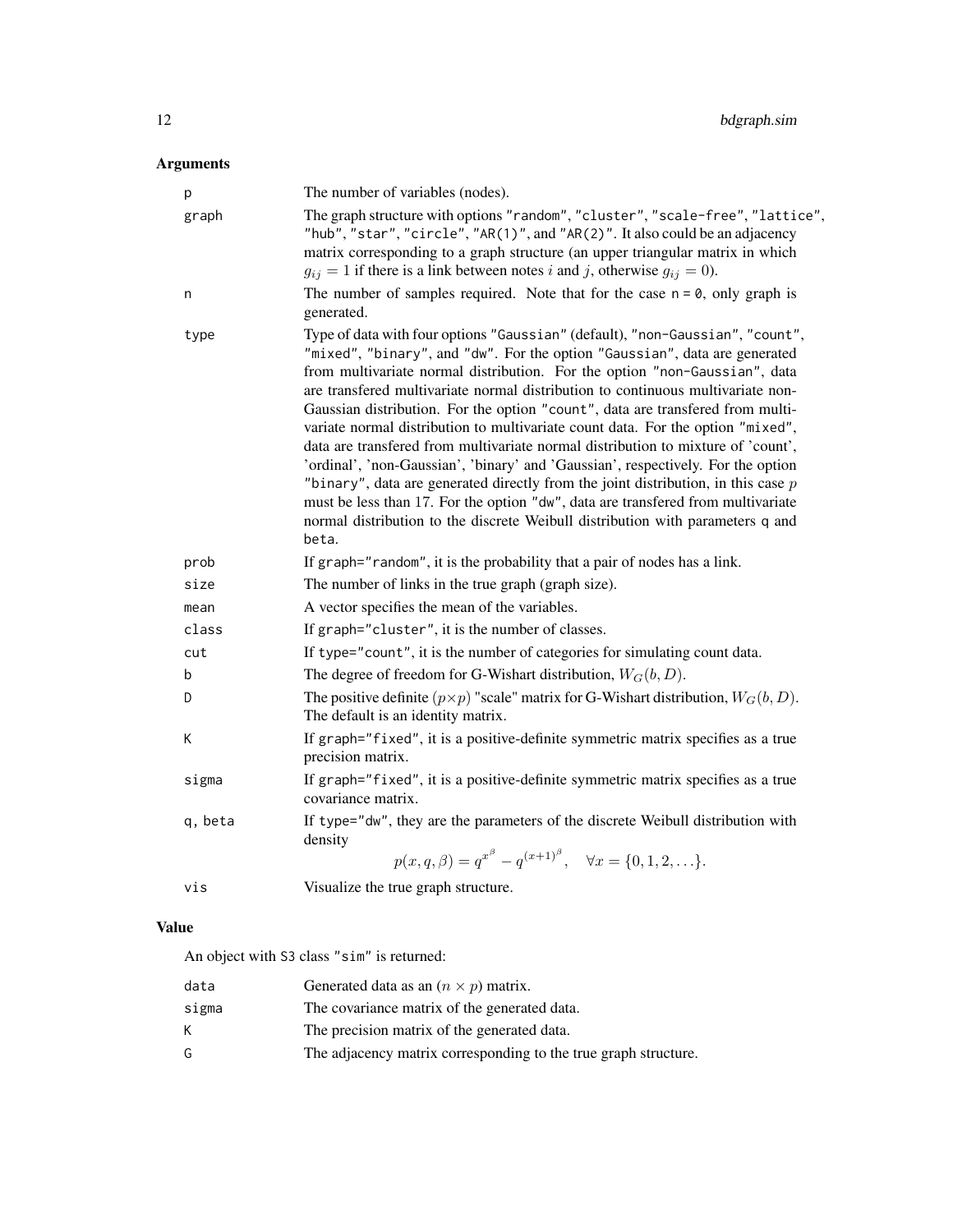## Arguments

| | |
|---|---|
| p | The number of variables (nodes). |
| graph | The graph structure with options "random", "cluster", "scale-free", "lattice", "hub", "star", "circle", "AR(1)", and "AR(2)". It also could be an adjacency matrix corresponding to a graph structure (an upper triangular matrix in which $g_{ij} = 1$ if there is a link between notes $i$ and $j$, otherwise $g_{ij} = 0$). |
| n | The number of samples required. Note that for the case n = 0, only graph is generated. |
| type | Type of data with four options "Gaussian" (default), "non-Gaussian", "count", "mixed", "binary", and "dw". For the option "Gaussian", data are generated from multivariate normal distribution. For the option "non-Gaussian", data are transfered multivariate normal distribution to continuous multivariate non-Gaussian distribution. For the option "count", data are transfered from multivariate normal distribution to multivariate count data. For the option "mixed", data are transfered from multivariate normal distribution to mixture of 'count', 'ordinal', 'non-Gaussian', 'binary' and 'Gaussian', respectively. For the option "binary", data are generated directly from the joint distribution, in this case $p$ must be less than 17. For the option "dw", data are transfered from multivariate normal distribution to the discrete Weibull distribution with parameters q and beta. |
| prob | If graph="random", it is the probability that a pair of nodes has a link. |
| size | The number of links in the true graph (graph size). |
| mean | A vector specifies the mean of the variables. |
| class | If graph="cluster", it is the number of classes. |
| cut | If type="count", it is the number of categories for simulating count data. |
| b | The degree of freedom for G-Wishart distribution, $W_G(b, D)$. |
| D | The positive definite $(p \times p)$ "scale" matrix for G-Wishart distribution, $W_G(b, D)$. The default is an identity matrix. |
| K | If graph="fixed", it is a positive-definite symmetric matrix specifies as a true precision matrix. |
| sigma | If graph="fixed", it is a positive-definite symmetric matrix specifies as a true covariance matrix. |
| q, beta | If type="dw", they are the parameters of the discrete Weibull distribution with density $$p(x, q, \beta) = q^{x^{\beta}} - q^{(x+1)^{\beta}}, \quad \forall x = \{0, 1, 2, \ldots\}.$$ |
| vis | Visualize the true graph structure. |

## Value

An object with S3 class "sim" is returned:

| | |
|---|---|
| data | Generated data as an $(n \times p)$ matrix. |
| sigma | The covariance matrix of the generated data. |
| K | The precision matrix of the generated data. |
| G | The adjacency matrix corresponding to the true graph structure. |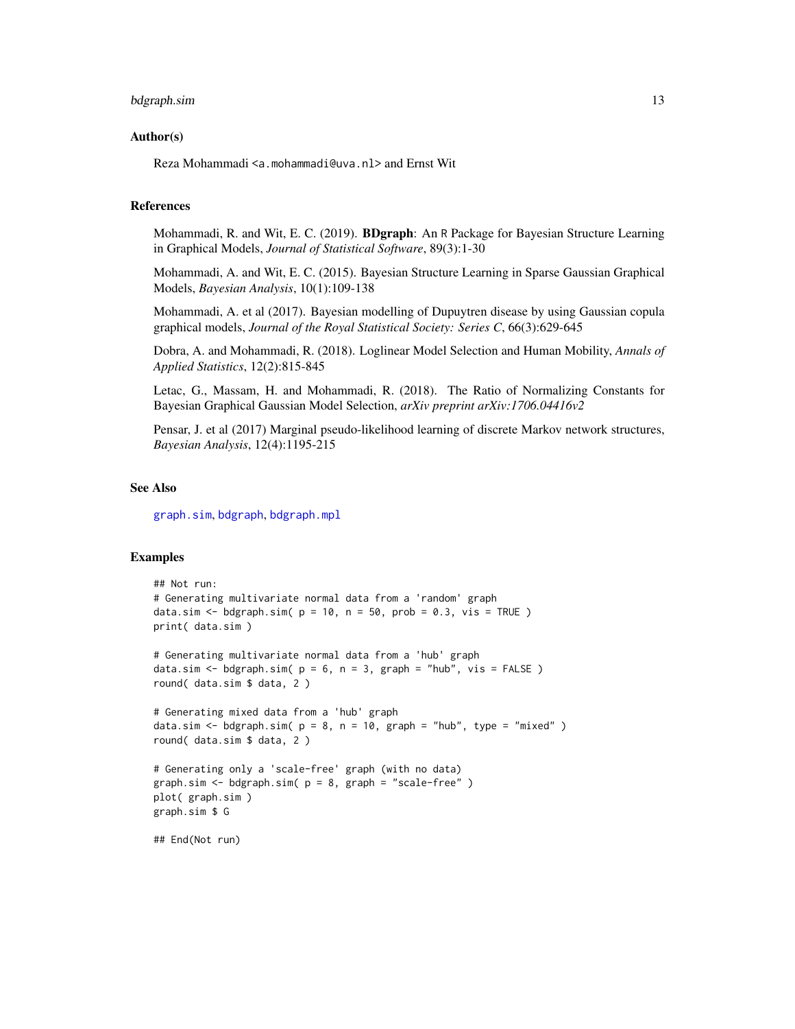## Author(s)

Reza Mohammadi <a.mohammadi@uva.nl> and Ernst Wit

## References

Mohammadi, R. and Wit, E. C. (2019). **BDgraph**: An R Package for Bayesian Structure Learning in Graphical Models, *Journal of Statistical Software*, 89(3):1-30

Mohammadi, A. and Wit, E. C. (2015). Bayesian Structure Learning in Sparse Gaussian Graphical Models, *Bayesian Analysis*, 10(1):109-138

Mohammadi, A. et al (2017). Bayesian modelling of Dupuytren disease by using Gaussian copula graphical models, *Journal of the Royal Statistical Society: Series C*, 66(3):629-645

Dobra, A. and Mohammadi, R. (2018). Loglinear Model Selection and Human Mobility, *Annals of Applied Statistics*, 12(2):815-845

Letac, G., Massam, H. and Mohammadi, R. (2018). The Ratio of Normalizing Constants for Bayesian Graphical Gaussian Model Selection, *arXiv preprint arXiv:1706.04416v2*

Pensar, J. et al (2017) Marginal pseudo-likelihood learning of discrete Markov network structures, *Bayesian Analysis*, 12(4):1195-215

## See Also

graph.sim, bdgraph, bdgraph.mpl

## Examples

```
## Not run:
# Generating multivariate normal data from a 'random' graph
data.sim <- bdgraph.sim( p = 10, n = 50, prob = 0.3, vis = TRUE )
print( data.sim )

# Generating multivariate normal data from a 'hub' graph
data.sim <- bdgraph.sim( p = 6, n = 3, graph = "hub", vis = FALSE )
round( data.sim $ data, 2 )

# Generating mixed data from a 'hub' graph
data.sim <- bdgraph.sim( p = 8, n = 10, graph = "hub", type = "mixed" )
round( data.sim $ data, 2 )

# Generating only a 'scale-free' graph (with no data)
graph.sim <- bdgraph.sim( p = 8, graph = "scale-free" )
plot( graph.sim )
graph.sim $ G

## End(Not run)
```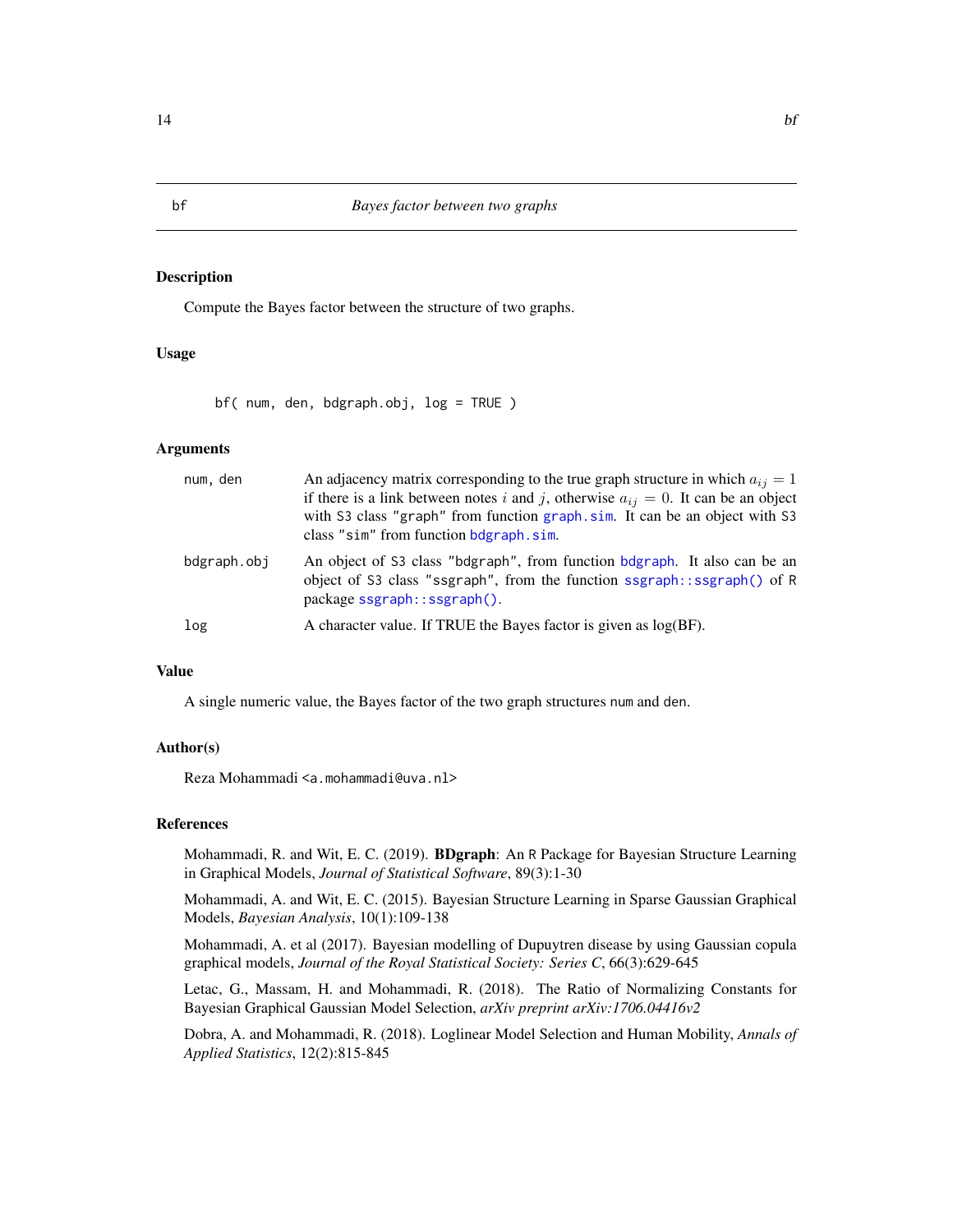bf *Bayes factor between two graphs*

## Description

Compute the Bayes factor between the structure of two graphs.

## Usage

```
bf( num, den, bdgraph.obj, log = TRUE )
```

## Arguments

| | |
|---|---|
| num, den | An adjacency matrix corresponding to the true graph structure in which $a_{ij} = 1$ if there is a link between notes $i$ and $j$, otherwise $a_{ij} = 0$. It can be an object with S3 class "graph" from function graph.sim. It can be an object with S3 class "sim" from function bdgraph.sim. |
| bdgraph.obj | An object of S3 class "bdgraph", from function bdgraph. It also can be an object of S3 class "ssgraph", from the function ssgraph::ssgraph() of R package ssgraph::ssgraph(). |
| log | A character value. If TRUE the Bayes factor is given as log(BF). |

## Value

A single numeric value, the Bayes factor of the two graph structures num and den.

## Author(s)

Reza Mohammadi <a.mohammadi@uva.nl>

## References

Mohammadi, R. and Wit, E. C. (2019). **BDgraph**: An R Package for Bayesian Structure Learning in Graphical Models, *Journal of Statistical Software*, 89(3):1-30

Mohammadi, A. and Wit, E. C. (2015). Bayesian Structure Learning in Sparse Gaussian Graphical Models, *Bayesian Analysis*, 10(1):109-138

Mohammadi, A. et al (2017). Bayesian modelling of Dupuytren disease by using Gaussian copula graphical models, *Journal of the Royal Statistical Society: Series C*, 66(3):629-645

Letac, G., Massam, H. and Mohammadi, R. (2018). The Ratio of Normalizing Constants for Bayesian Graphical Gaussian Model Selection, *arXiv preprint arXiv:1706.04416v2*

Dobra, A. and Mohammadi, R. (2018). Loglinear Model Selection and Human Mobility, *Annals of Applied Statistics*, 12(2):815-845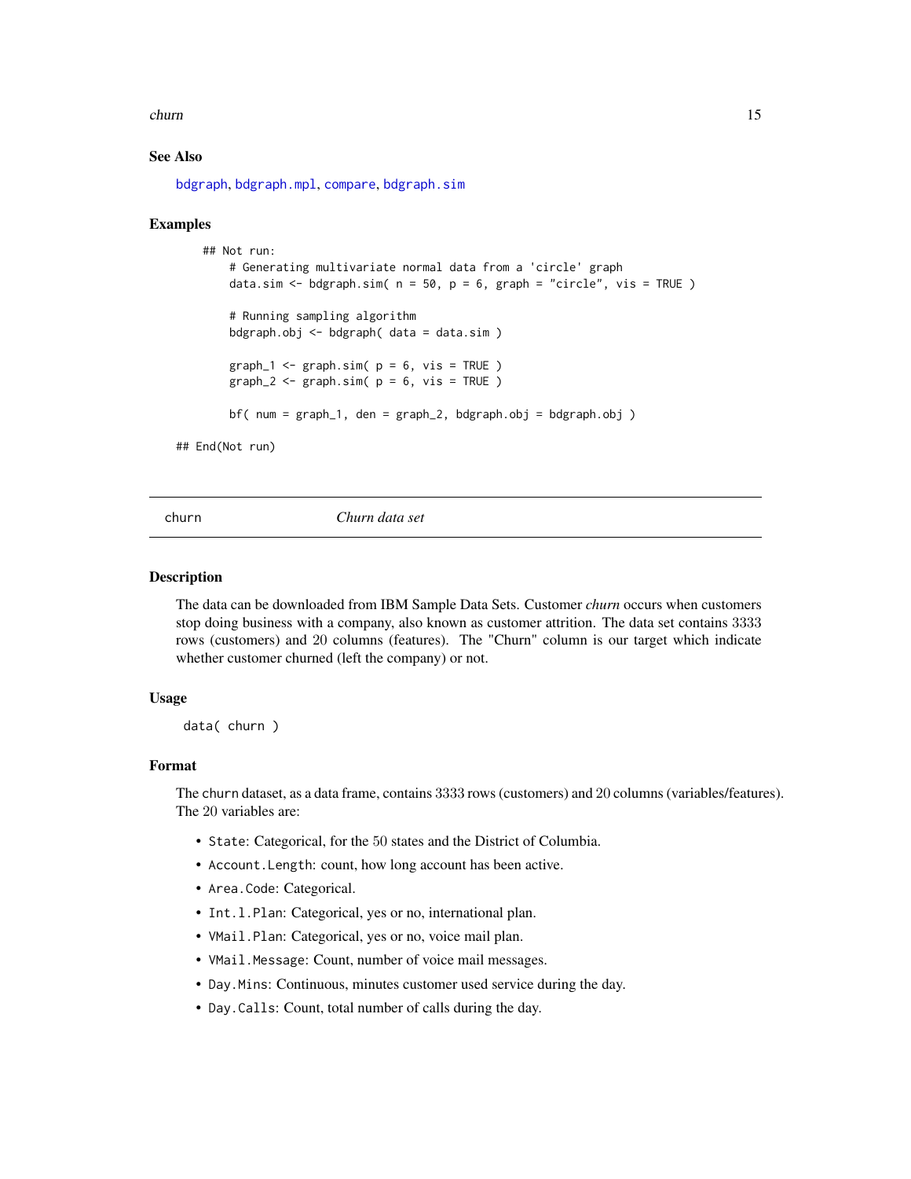### See Also

bdgraph, bdgraph.mpl, compare, bdgraph.sim

### Examples

```
## Not run:
    # Generating multivariate normal data from a 'circle' graph
    data.sim <- bdgraph.sim( n = 50, p = 6, graph = "circle", vis = TRUE )

    # Running sampling algorithm
    bdgraph.obj <- bdgraph( data = data.sim )

    graph_1 <- graph.sim( p = 6, vis = TRUE )
    graph_2 <- graph.sim( p = 6, vis = TRUE )

    bf( num = graph_1, den = graph_2, bdgraph.obj = bdgraph.obj )

## End(Not run)
```

---

## churn — *Churn data set*

### Description

The data can be downloaded from IBM Sample Data Sets. Customer *churn* occurs when customers stop doing business with a company, also known as customer attrition. The data set contains 3333 rows (customers) and 20 columns (features). The "Churn" column is our target which indicate whether customer churned (left the company) or not.

### Usage

```
data( churn )
```

### Format

The churn dataset, as a data frame, contains 3333 rows (customers) and 20 columns (variables/features). The 20 variables are:

- `State`: Categorical, for the 50 states and the District of Columbia.
- `Account.Length`: count, how long account has been active.
- `Area.Code`: Categorical.
- `Int.l.Plan`: Categorical, yes or no, international plan.
- `VMail.Plan`: Categorical, yes or no, voice mail plan.
- `VMail.Message`: Count, number of voice mail messages.
- `Day.Mins`: Continuous, minutes customer used service during the day.
- `Day.Calls`: Count, total number of calls during the day.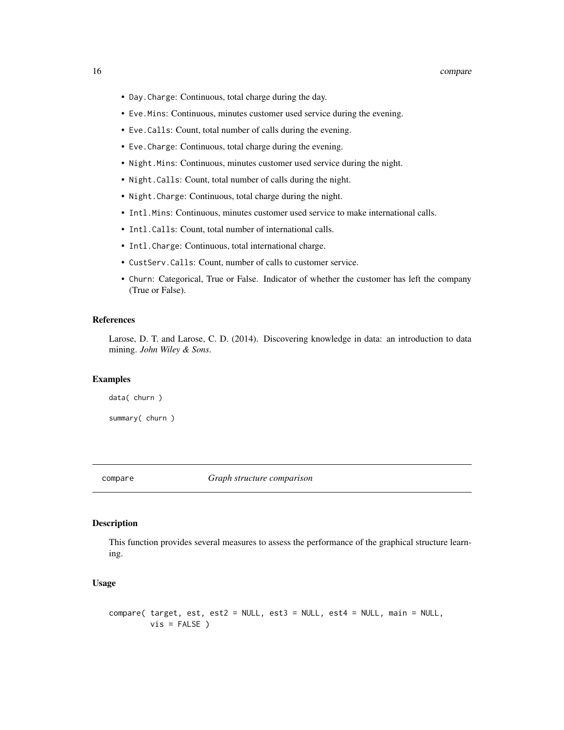- `Day.Charge`: Continuous, total charge during the day.
- `Eve.Mins`: Continuous, minutes customer used service during the evening.
- `Eve.Calls`: Count, total number of calls during the evening.
- `Eve.Charge`: Continuous, total charge during the evening.
- `Night.Mins`: Continuous, minutes customer used service during the night.
- `Night.Calls`: Count, total number of calls during the night.
- `Night.Charge`: Continuous, total charge during the night.
- `Intl.Mins`: Continuous, minutes customer used service to make international calls.
- `Intl.Calls`: Count, total number of international calls.
- `Intl.Charge`: Continuous, total international charge.
- `CustServ.Calls`: Count, number of calls to customer service.
- `Churn`: Categorical, True or False. Indicator of whether the customer has left the company (True or False).

### References

Larose, D. T. and Larose, C. D. (2014). Discovering knowledge in data: an introduction to data mining. *John Wiley & Sons*.

### Examples

```
data( churn )

summary( churn )
```

---

## compare — *Graph structure comparison*

### Description

This function provides several measures to assess the performance of the graphical structure learning.

### Usage

```
compare( target, est, est2 = NULL, est3 = NULL, est4 = NULL, main = NULL,
         vis = FALSE )
```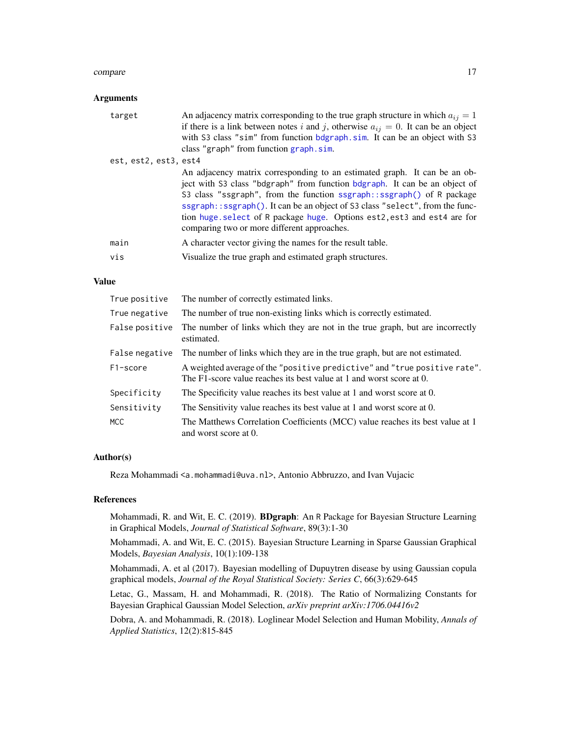### Arguments

| | |
|---|---|
| `target` | An adjacency matrix corresponding to the true graph structure in which $a_{ij} = 1$ if there is a link between notes $i$ and $j$, otherwise $a_{ij} = 0$. It can be an object with S3 class "sim" from function `bdgraph.sim`. It can be an object with S3 class "graph" from function `graph.sim`. |
| `est, est2, est3, est4` | An adjacency matrix corresponding to an estimated graph. It can be an object with S3 class "bdgraph" from function `bdgraph`. It can be an object of S3 class "ssgraph", from the function `ssgraph::ssgraph()` of R package `ssgraph::ssgraph()`. It can be an object of S3 class "select", from the function `huge.select` of R package `huge`. Options est2, est3 and est4 are for comparing two or more different approaches. |
| `main` | A character vector giving the names for the result table. |
| `vis` | Visualize the true graph and estimated graph structures. |

### Value

| | |
|---|---|
| `True positive` | The number of correctly estimated links. |
| `True negative` | The number of true non-existing links which is correctly estimated. |
| `False positive` | The number of links which they are not in the true graph, but are incorrectly estimated. |
| `False negative` | The number of links which they are in the true graph, but are not estimated. |
| `F1-score` | A weighted average of the "positive predictive" and "true positive rate". The F1-score value reaches its best value at 1 and worst score at 0. |
| `Specificity` | The Specificity value reaches its best value at 1 and worst score at 0. |
| `Sensitivity` | The Sensitivity value reaches its best value at 1 and worst score at 0. |
| `MCC` | The Matthews Correlation Coefficients (MCC) value reaches its best value at 1 and worst score at 0. |

### Author(s)

Reza Mohammadi <a.mohammadi@uva.nl>, Antonio Abbruzzo, and Ivan Vujacic

### References

Mohammadi, R. and Wit, E. C. (2019). **BDgraph**: An R Package for Bayesian Structure Learning in Graphical Models, *Journal of Statistical Software*, 89(3):1-30

Mohammadi, A. and Wit, E. C. (2015). Bayesian Structure Learning in Sparse Gaussian Graphical Models, *Bayesian Analysis*, 10(1):109-138

Mohammadi, A. et al (2017). Bayesian modelling of Dupuytren disease by using Gaussian copula graphical models, *Journal of the Royal Statistical Society: Series C*, 66(3):629-645

Letac, G., Massam, H. and Mohammadi, R. (2018). The Ratio of Normalizing Constants for Bayesian Graphical Gaussian Model Selection, *arXiv preprint arXiv:1706.04416v2*

Dobra, A. and Mohammadi, R. (2018). Loglinear Model Selection and Human Mobility, *Annals of Applied Statistics*, 12(2):815-845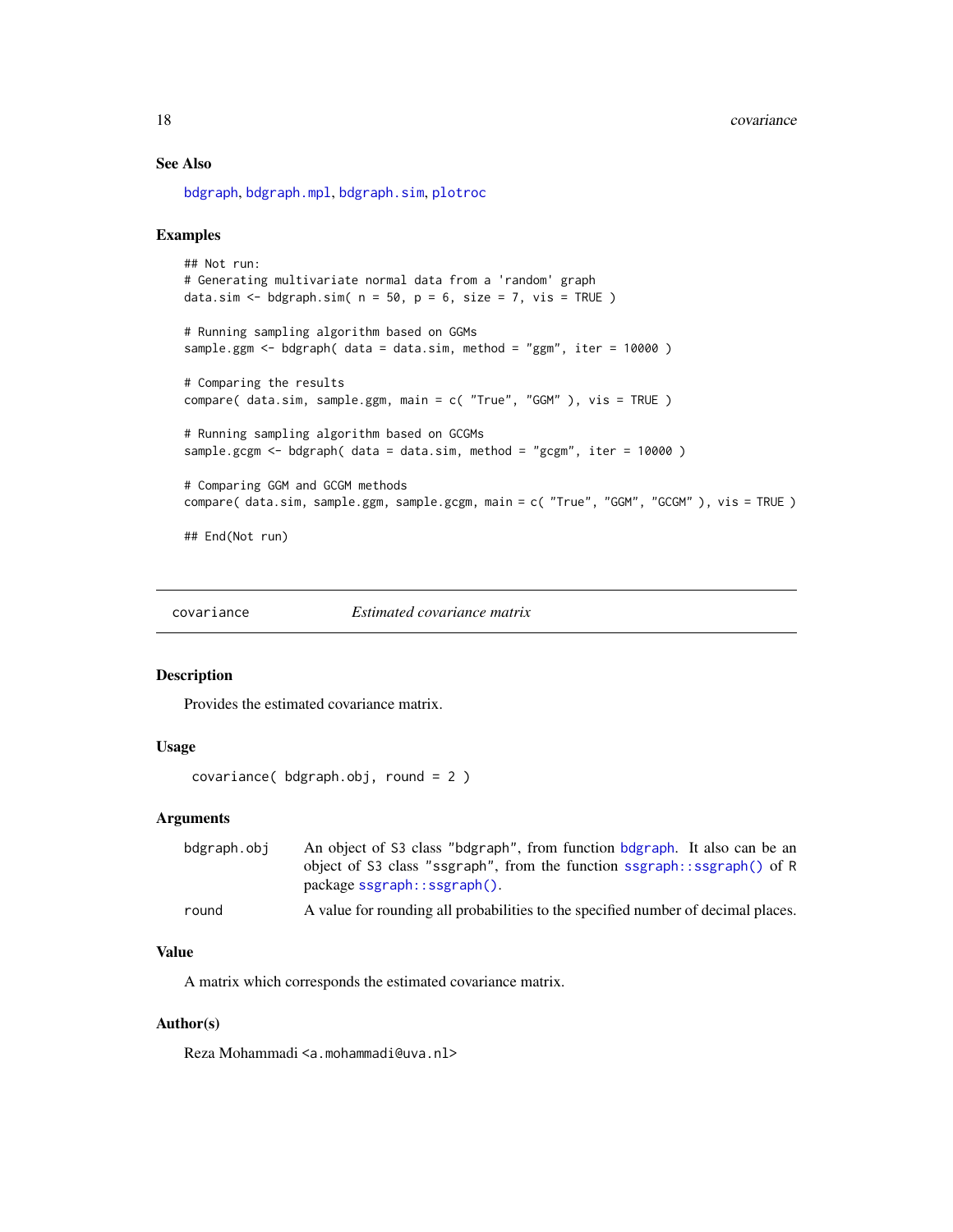## See Also

bdgraph, bdgraph.mpl, bdgraph.sim, plotroc

## Examples

```
## Not run:
# Generating multivariate normal data from a 'random' graph
data.sim <- bdgraph.sim( n = 50, p = 6, size = 7, vis = TRUE )

# Running sampling algorithm based on GGMs
sample.ggm <- bdgraph( data = data.sim, method = "ggm", iter = 10000 )

# Comparing the results
compare( data.sim, sample.ggm, main = c( "True", "GGM" ), vis = TRUE )

# Running sampling algorithm based on GCGMs
sample.gcgm <- bdgraph( data = data.sim, method = "gcgm", iter = 10000 )

# Comparing GGM and GCGM methods
compare( data.sim, sample.ggm, sample.gcgm, main = c( "True", "GGM", "GCGM" ), vis = TRUE )

## End(Not run)
```

---

# covariance *Estimated covariance matrix*

## Description

Provides the estimated covariance matrix.

## Usage

```
covariance( bdgraph.obj, round = 2 )
```

## Arguments

| | |
|---|---|
| bdgraph.obj | An object of S3 class "bdgraph", from function bdgraph. It also can be an object of S3 class "ssgraph", from the function ssgraph::ssgraph() of R package ssgraph::ssgraph(). |
| round | A value for rounding all probabilities to the specified number of decimal places. |

## Value

A matrix which corresponds the estimated covariance matrix.

## Author(s)

Reza Mohammadi <a.mohammadi@uva.nl>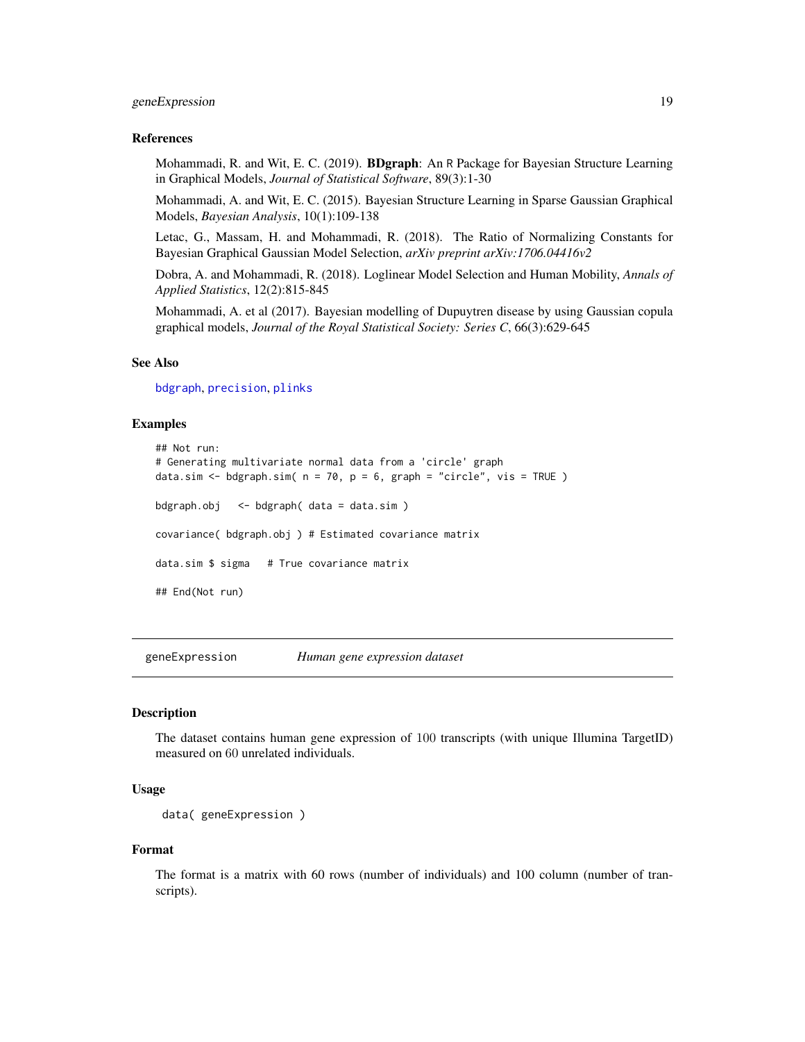### References

Mohammadi, R. and Wit, E. C. (2019). **BDgraph**: An R Package for Bayesian Structure Learning in Graphical Models, *Journal of Statistical Software*, 89(3):1-30

Mohammadi, A. and Wit, E. C. (2015). Bayesian Structure Learning in Sparse Gaussian Graphical Models, *Bayesian Analysis*, 10(1):109-138

Letac, G., Massam, H. and Mohammadi, R. (2018). The Ratio of Normalizing Constants for Bayesian Graphical Gaussian Model Selection, *arXiv preprint arXiv:1706.04416v2*

Dobra, A. and Mohammadi, R. (2018). Loglinear Model Selection and Human Mobility, *Annals of Applied Statistics*, 12(2):815-845

Mohammadi, A. et al (2017). Bayesian modelling of Dupuytren disease by using Gaussian copula graphical models, *Journal of the Royal Statistical Society: Series C*, 66(3):629-645

### See Also

bdgraph, precision, plinks

### Examples

```
## Not run:
# Generating multivariate normal data from a 'circle' graph
data.sim <- bdgraph.sim( n = 70, p = 6, graph = "circle", vis = TRUE )

bdgraph.obj   <- bdgraph( data = data.sim )

covariance( bdgraph.obj ) # Estimated covariance matrix

data.sim $ sigma   # True covariance matrix

## End(Not run)
```

---

## geneExpression — *Human gene expression dataset*

### Description

The dataset contains human gene expression of 100 transcripts (with unique Illumina TargetID) measured on 60 unrelated individuals.

### Usage

```
data( geneExpression )
```

### Format

The format is a matrix with 60 rows (number of individuals) and 100 column (number of transcripts).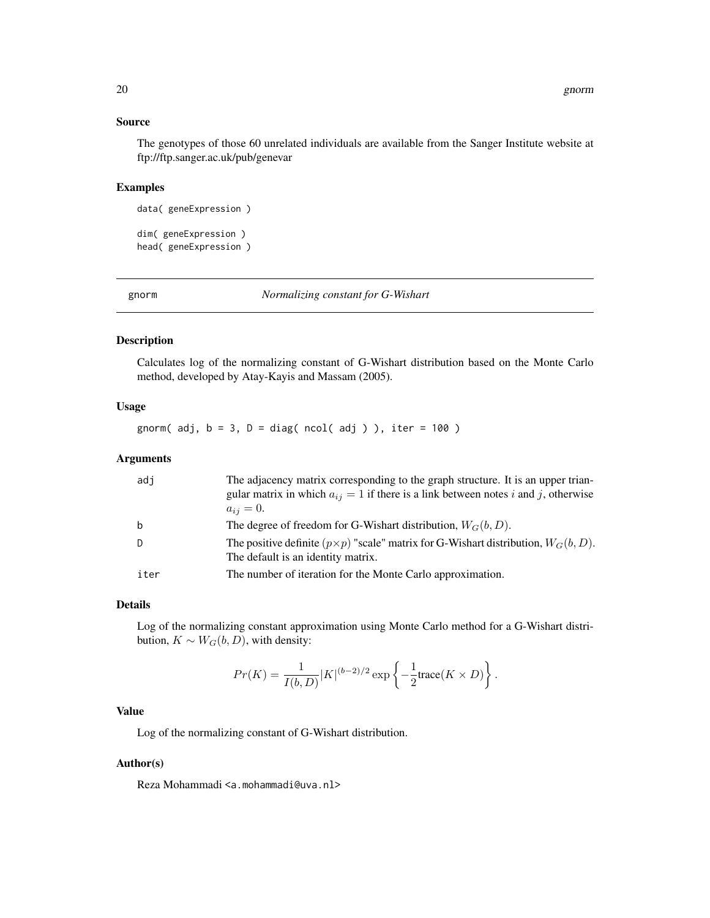## Source

The genotypes of those 60 unrelated individuals are available from the Sanger Institute website at ftp://ftp.sanger.ac.uk/pub/genevar

## Examples

```
data( geneExpression )

dim( geneExpression )
head( geneExpression )
```

---

# gnorm — *Normalizing constant for G-Wishart*

---

## Description

Calculates log of the normalizing constant of G-Wishart distribution based on the Monte Carlo method, developed by Atay-Kayis and Massam (2005).

## Usage

```
gnorm( adj, b = 3, D = diag( ncol( adj ) ), iter = 100 )
```

## Arguments

| | |
|---|---|
| adj | The adjacency matrix corresponding to the graph structure. It is an upper triangular matrix in which $a_{ij} = 1$ if there is a link between notes $i$ and $j$, otherwise $a_{ij} = 0$. |
| b | The degree of freedom for G-Wishart distribution, $W_G(b, D)$. |
| D | The positive definite $(p \times p)$ "scale" matrix for G-Wishart distribution, $W_G(b, D)$. The default is an identity matrix. |
| iter | The number of iteration for the Monte Carlo approximation. |

## Details

Log of the normalizing constant approximation using Monte Carlo method for a G-Wishart distribution, $K \sim W_G(b, D)$, with density:

$$Pr(K) = \frac{1}{I(b, D)} |K|^{(b-2)/2} \exp \left\{ -\frac{1}{2} \text{trace}(K \times D) \right\}.$$

## Value

Log of the normalizing constant of G-Wishart distribution.

## Author(s)

Reza Mohammadi <a.mohammadi@uva.nl>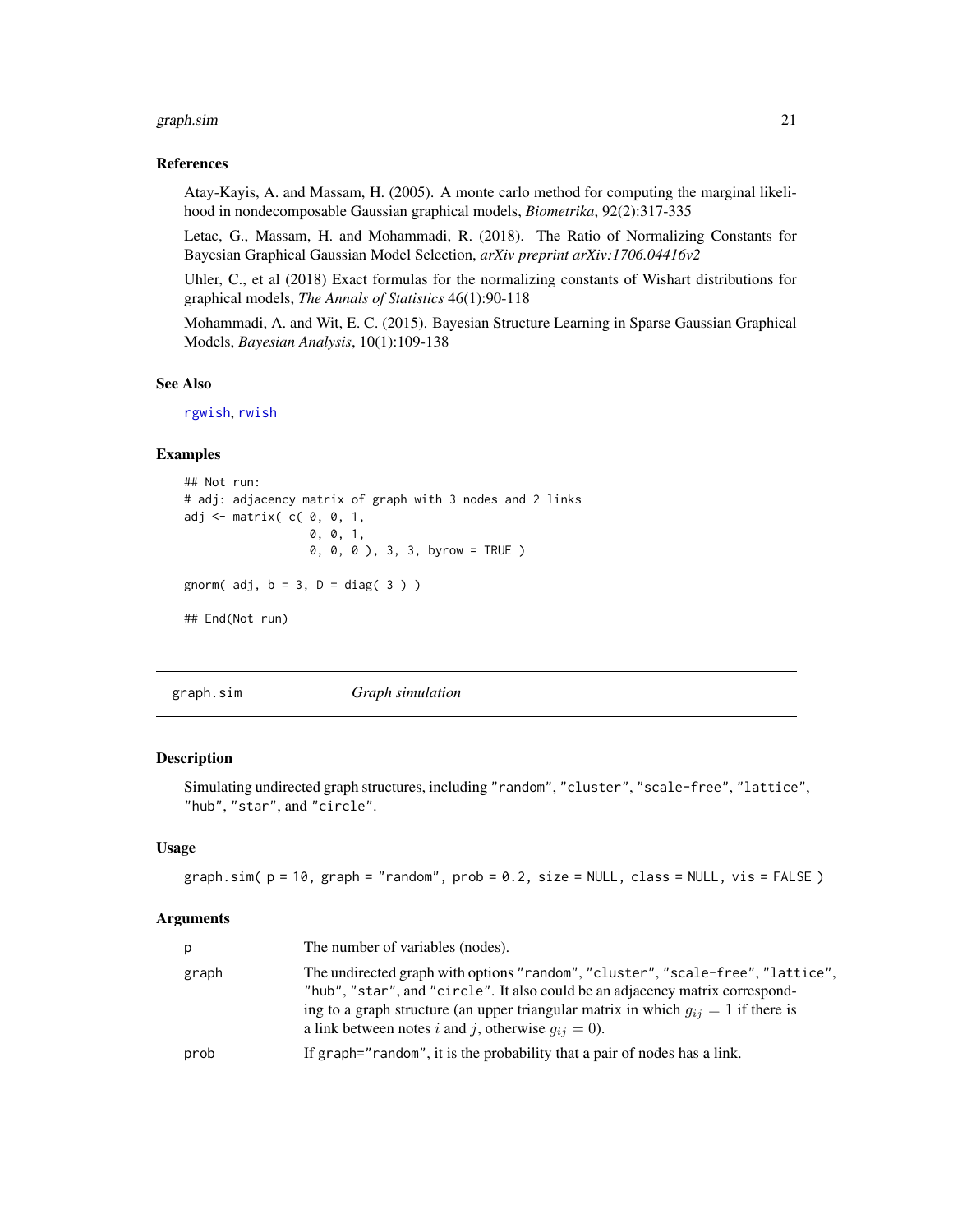### References

Atay-Kayis, A. and Massam, H. (2005). A monte carlo method for computing the marginal likelihood in nondecomposable Gaussian graphical models, *Biometrika*, 92(2):317-335

Letac, G., Massam, H. and Mohammadi, R. (2018). The Ratio of Normalizing Constants for Bayesian Graphical Gaussian Model Selection, *arXiv preprint arXiv:1706.04416v2*

Uhler, C., et al (2018) Exact formulas for the normalizing constants of Wishart distributions for graphical models, *The Annals of Statistics* 46(1):90-118

Mohammadi, A. and Wit, E. C. (2015). Bayesian Structure Learning in Sparse Gaussian Graphical Models, *Bayesian Analysis*, 10(1):109-138

### See Also

rgwish, rwish

### Examples

```
## Not run:
# adj: adjacency matrix of graph with 3 nodes and 2 links
adj <- matrix( c( 0, 0, 1,
                  0, 0, 1,
                  0, 0, 0 ), 3, 3, byrow = TRUE )

gnorm( adj, b = 3, D = diag( 3 ) )

## End(Not run)
```

---

## graph.sim — *Graph simulation*

### Description

Simulating undirected graph structures, including "random", "cluster", "scale-free", "lattice", "hub", "star", and "circle".

### Usage

```
graph.sim( p = 10, graph = "random", prob = 0.2, size = NULL, class = NULL, vis = FALSE )
```

### Arguments

| | |
|---|---|
| p | The number of variables (nodes). |
| graph | The undirected graph with options "random", "cluster", "scale-free", "lattice", "hub", "star", and "circle". It also could be an adjacency matrix corresponding to a graph structure (an upper triangular matrix in which $g_{ij} = 1$ if there is a link between notes $i$ and $j$, otherwise $g_{ij} = 0$). |
| prob | If graph="random", it is the probability that a pair of nodes has a link. |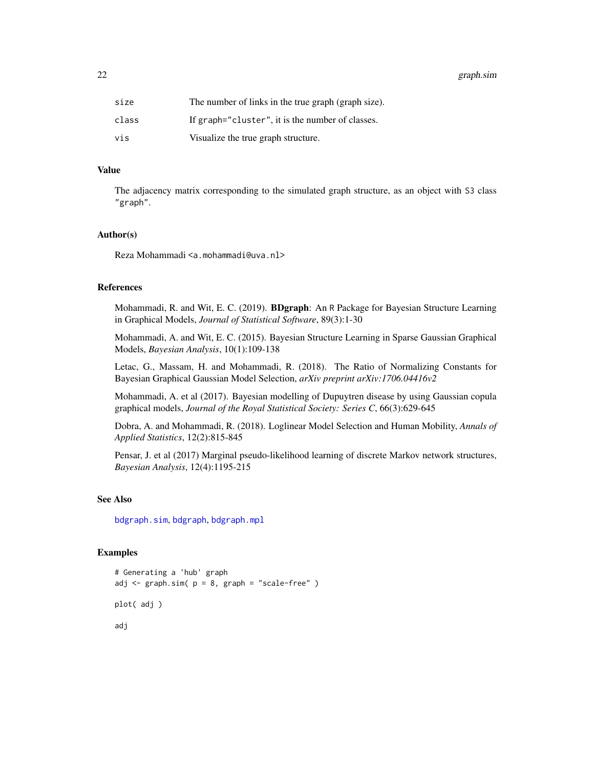| | |
|---|---|
| `size` | The number of links in the true graph (graph size). |
| `class` | If `graph="cluster"`, it is the number of classes. |
| `vis` | Visualize the true graph structure. |

## Value

The adjacency matrix corresponding to the simulated graph structure, as an object with `S3` class `"graph"`.

## Author(s)

Reza Mohammadi <a.mohammadi@uva.nl>

## References

Mohammadi, R. and Wit, E. C. (2019). **BDgraph**: An R Package for Bayesian Structure Learning in Graphical Models, *Journal of Statistical Software*, 89(3):1-30

Mohammadi, A. and Wit, E. C. (2015). Bayesian Structure Learning in Sparse Gaussian Graphical Models, *Bayesian Analysis*, 10(1):109-138

Letac, G., Massam, H. and Mohammadi, R. (2018). The Ratio of Normalizing Constants for Bayesian Graphical Gaussian Model Selection, *arXiv preprint arXiv:1706.04416v2*

Mohammadi, A. et al (2017). Bayesian modelling of Dupuytren disease by using Gaussian copula graphical models, *Journal of the Royal Statistical Society: Series C*, 66(3):629-645

Dobra, A. and Mohammadi, R. (2018). Loglinear Model Selection and Human Mobility, *Annals of Applied Statistics*, 12(2):815-845

Pensar, J. et al (2017) Marginal pseudo-likelihood learning of discrete Markov network structures, *Bayesian Analysis*, 12(4):1195-215

## See Also

`bdgraph.sim`, `bdgraph`, `bdgraph.mpl`

## Examples

```
# Generating a 'hub' graph
adj <- graph.sim( p = 8, graph = "scale-free" )

plot( adj )

adj
```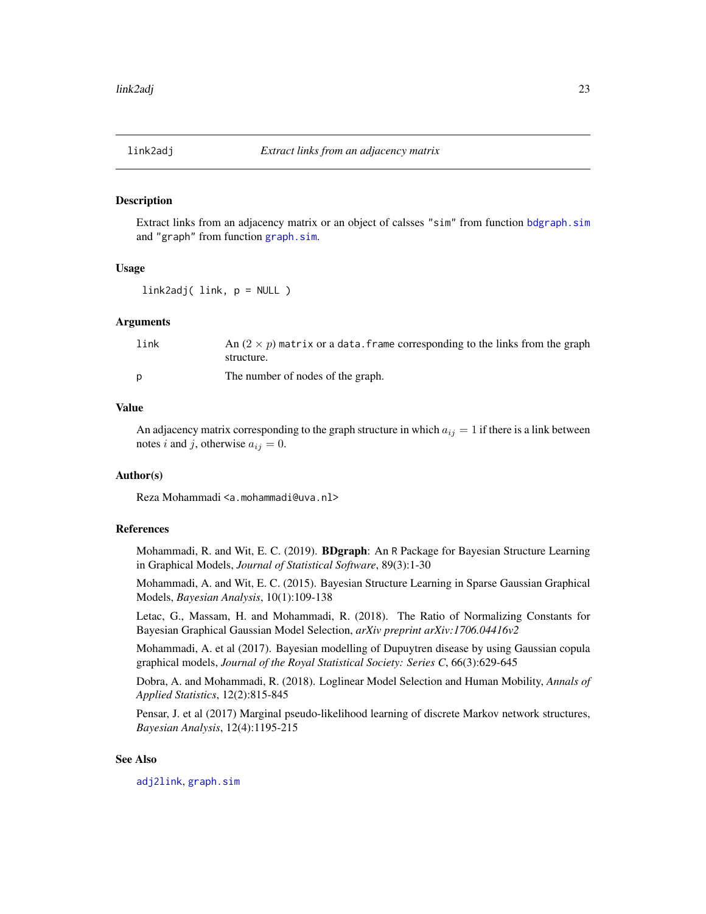# link2adj — *Extract links from an adjacency matrix*

## Description

Extract links from an adjacency matrix or an object of calsses "sim" from function bdgraph.sim and "graph" from function graph.sim.

## Usage

```
link2adj( link, p = NULL )
```

## Arguments

| | |
|---|---|
| link | An $(2 \times p)$ matrix or a data.frame corresponding to the links from the graph structure. |
| p | The number of nodes of the graph. |

## Value

An adjacency matrix corresponding to the graph structure in which $a_{ij} = 1$ if there is a link between notes $i$ and $j$, otherwise $a_{ij} = 0$.

## Author(s)

Reza Mohammadi <a.mohammadi@uva.nl>

## References

Mohammadi, R. and Wit, E. C. (2019). **BDgraph**: An R Package for Bayesian Structure Learning in Graphical Models, *Journal of Statistical Software*, 89(3):1-30

Mohammadi, A. and Wit, E. C. (2015). Bayesian Structure Learning in Sparse Gaussian Graphical Models, *Bayesian Analysis*, 10(1):109-138

Letac, G., Massam, H. and Mohammadi, R. (2018). The Ratio of Normalizing Constants for Bayesian Graphical Gaussian Model Selection, *arXiv preprint arXiv:1706.04416v2*

Mohammadi, A. et al (2017). Bayesian modelling of Dupuytren disease by using Gaussian copula graphical models, *Journal of the Royal Statistical Society: Series C*, 66(3):629-645

Dobra, A. and Mohammadi, R. (2018). Loglinear Model Selection and Human Mobility, *Annals of Applied Statistics*, 12(2):815-845

Pensar, J. et al (2017) Marginal pseudo-likelihood learning of discrete Markov network structures, *Bayesian Analysis*, 12(4):1195-215

## See Also

adj2link, graph.sim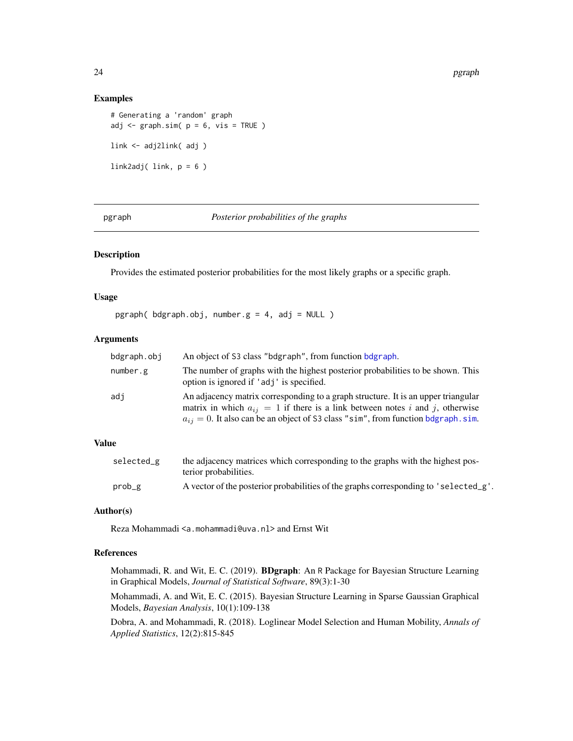### Examples

```
# Generating a 'random' graph
adj <- graph.sim( p = 6, vis = TRUE )

link <- adj2link( adj )

link2adj( link, p = 6 )
```

---

## pgraph — *Posterior probabilities of the graphs*

---

### Description

Provides the estimated posterior probabilities for the most likely graphs or a specific graph.

### Usage

```
pgraph( bdgraph.obj, number.g = 4, adj = NULL )
```

### Arguments

| | |
|---|---|
| `bdgraph.obj` | An object of S3 class "bdgraph", from function bdgraph. |
| `number.g` | The number of graphs with the highest posterior probabilities to be shown. This option is ignored if 'adj' is specified. |
| `adj` | An adjacency matrix corresponding to a graph structure. It is an upper triangular matrix in which $a_{ij} = 1$ if there is a link between notes $i$ and $j$, otherwise $a_{ij} = 0$. It also can be an object of S3 class "sim", from function bdgraph.sim. |

### Value

| | |
|---|---|
| `selected_g` | the adjacency matrices which corresponding to the graphs with the highest posterior probabilities. |
| `prob_g` | A vector of the posterior probabilities of the graphs corresponding to 'selected_g'. |

### Author(s)

Reza Mohammadi <a.mohammadi@uva.nl> and Ernst Wit

### References

Mohammadi, R. and Wit, E. C. (2019). **BDgraph**: An R Package for Bayesian Structure Learning in Graphical Models, *Journal of Statistical Software*, 89(3):1-30

Mohammadi, A. and Wit, E. C. (2015). Bayesian Structure Learning in Sparse Gaussian Graphical Models, *Bayesian Analysis*, 10(1):109-138

Dobra, A. and Mohammadi, R. (2018). Loglinear Model Selection and Human Mobility, *Annals of Applied Statistics*, 12(2):815-845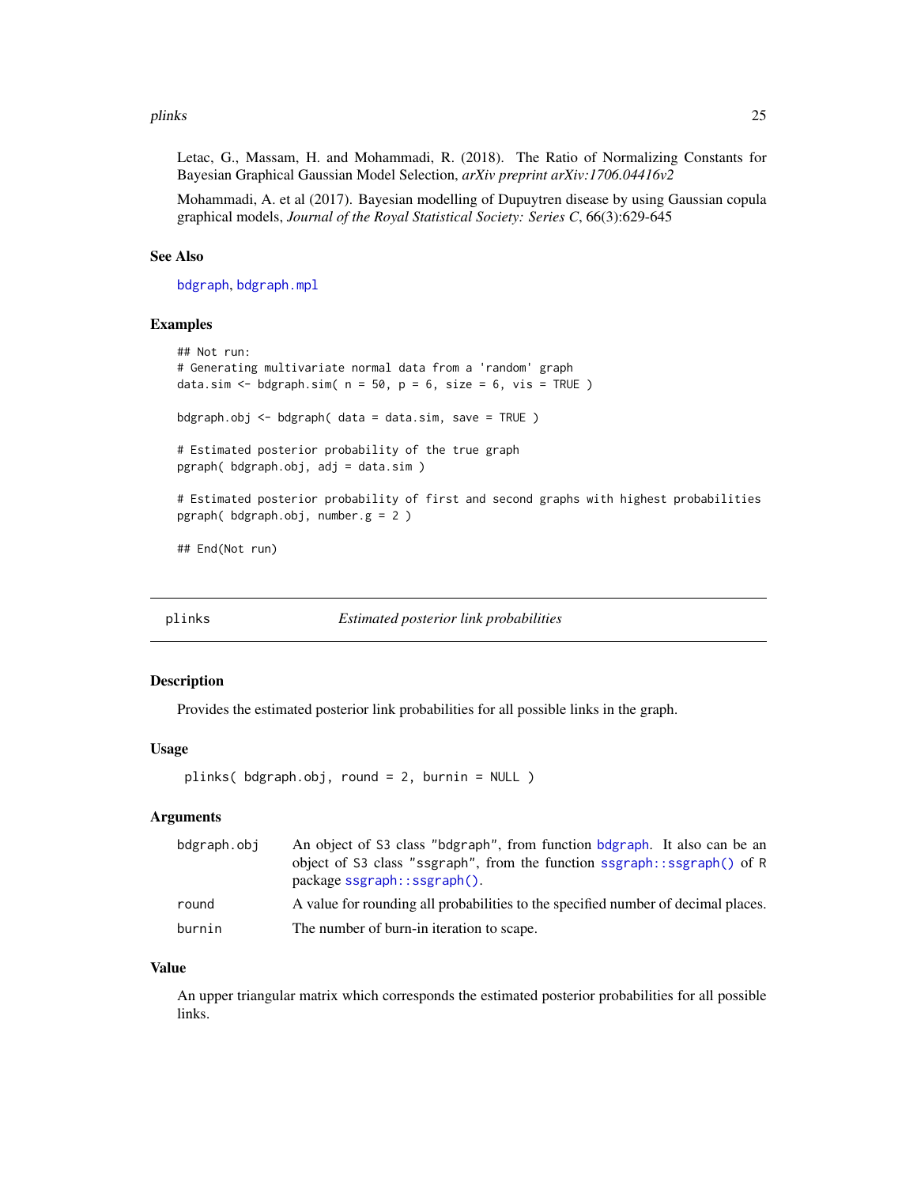Letac, G., Massam, H. and Mohammadi, R. (2018). The Ratio of Normalizing Constants for Bayesian Graphical Gaussian Model Selection, *arXiv preprint arXiv:1706.04416v2*

Mohammadi, A. et al (2017). Bayesian modelling of Dupuytren disease by using Gaussian copula graphical models, *Journal of the Royal Statistical Society: Series C*, 66(3):629-645

### See Also

bdgraph, bdgraph.mpl

### Examples

```
## Not run:
# Generating multivariate normal data from a 'random' graph
data.sim <- bdgraph.sim( n = 50, p = 6, size = 6, vis = TRUE )

bdgraph.obj <- bdgraph( data = data.sim, save = TRUE )

# Estimated posterior probability of the true graph
pgraph( bdgraph.obj, adj = data.sim )

# Estimated posterior probability of first and second graphs with highest probabilities
pgraph( bdgraph.obj, number.g = 2 )

## End(Not run)
```

---

## plinks — *Estimated posterior link probabilities*

### Description

Provides the estimated posterior link probabilities for all possible links in the graph.

### Usage

```
plinks( bdgraph.obj, round = 2, burnin = NULL )
```

### Arguments

| | |
|---|---|
| bdgraph.obj | An object of S3 class "bdgraph", from function bdgraph. It also can be an object of S3 class "ssgraph", from the function ssgraph::ssgraph() of R package ssgraph::ssgraph(). |
| round | A value for rounding all probabilities to the specified number of decimal places. |
| burnin | The number of burn-in iteration to scape. |

### Value

An upper triangular matrix which corresponds the estimated posterior probabilities for all possible links.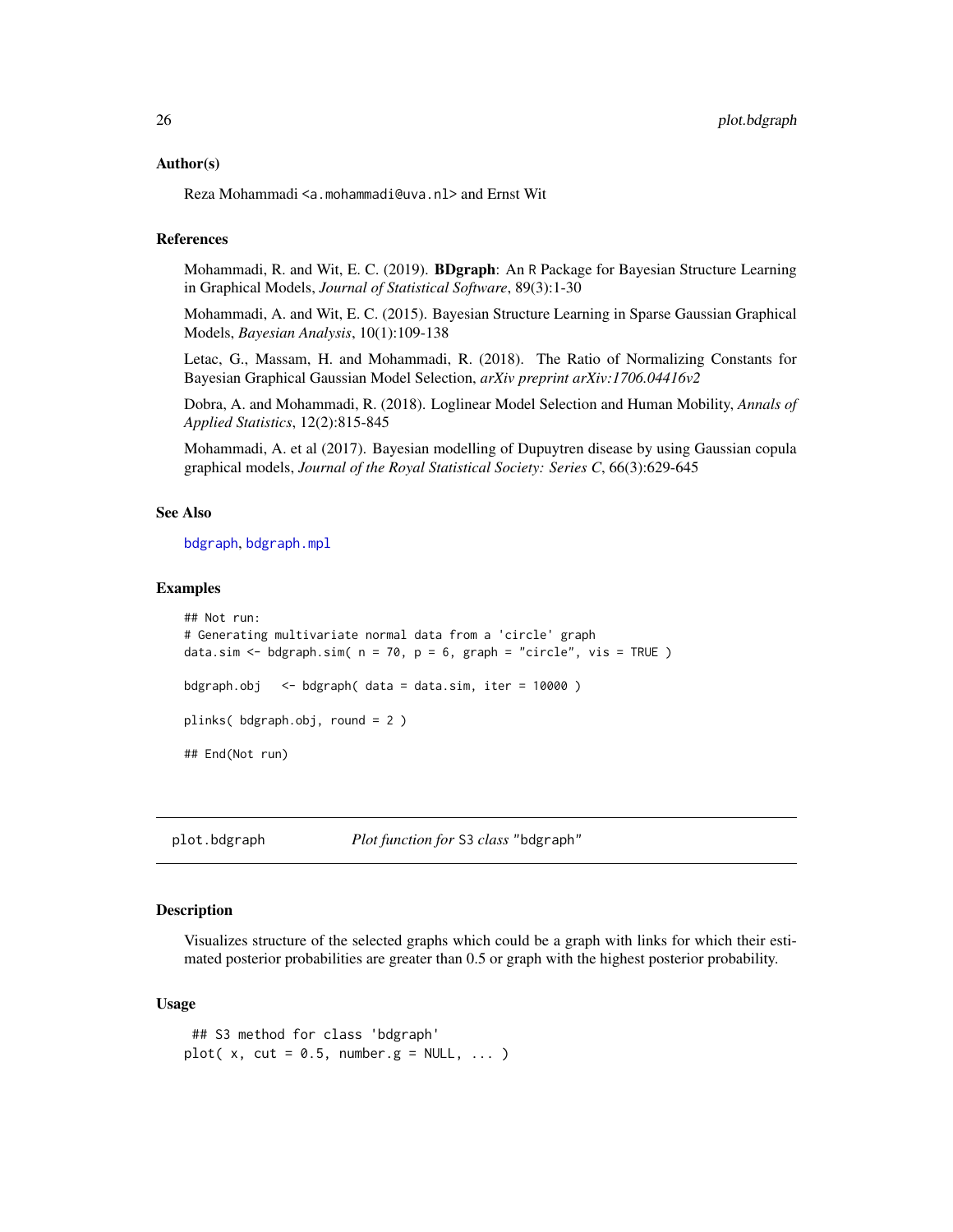## Author(s)

Reza Mohammadi <a.mohammadi@uva.nl> and Ernst Wit

## References

Mohammadi, R. and Wit, E. C. (2019). **BDgraph**: An R Package for Bayesian Structure Learning in Graphical Models, *Journal of Statistical Software*, 89(3):1-30

Mohammadi, A. and Wit, E. C. (2015). Bayesian Structure Learning in Sparse Gaussian Graphical Models, *Bayesian Analysis*, 10(1):109-138

Letac, G., Massam, H. and Mohammadi, R. (2018). The Ratio of Normalizing Constants for Bayesian Graphical Gaussian Model Selection, *arXiv preprint arXiv:1706.04416v2*

Dobra, A. and Mohammadi, R. (2018). Loglinear Model Selection and Human Mobility, *Annals of Applied Statistics*, 12(2):815-845

Mohammadi, A. et al (2017). Bayesian modelling of Dupuytren disease by using Gaussian copula graphical models, *Journal of the Royal Statistical Society: Series C*, 66(3):629-645

## See Also

bdgraph, bdgraph.mpl

## Examples

```
## Not run:
# Generating multivariate normal data from a 'circle' graph
data.sim <- bdgraph.sim( n = 70, p = 6, graph = "circle", vis = TRUE )

bdgraph.obj   <- bdgraph( data = data.sim, iter = 10000 )

plinks( bdgraph.obj, round = 2 )

## End(Not run)
```

---

# plot.bdgraph *Plot function for* S3 *class* "bdgraph"

## Description

Visualizes structure of the selected graphs which could be a graph with links for which their estimated posterior probabilities are greater than 0.5 or graph with the highest posterior probability.

## Usage

```
## S3 method for class 'bdgraph'
plot( x, cut = 0.5, number.g = NULL, ... )
```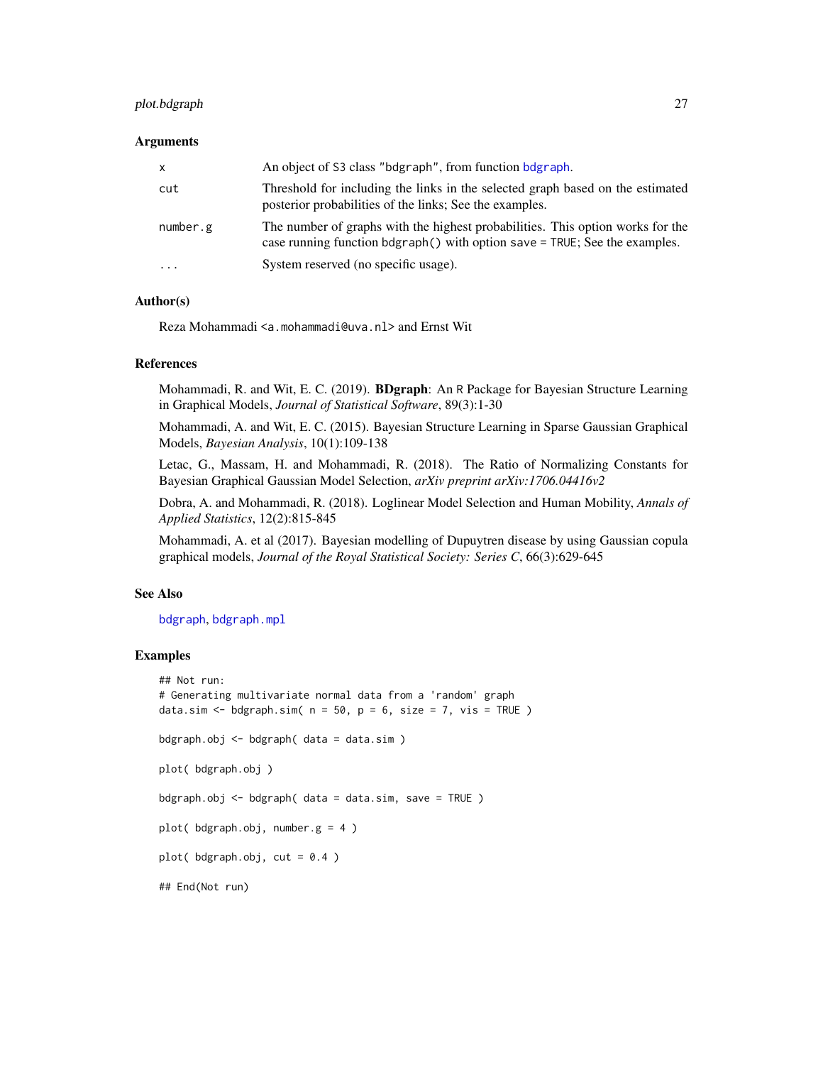### Arguments

| | |
|---|---|
| `x` | An object of `S3` class `"bdgraph"`, from function `bdgraph`. |
| `cut` | Threshold for including the links in the selected graph based on the estimated posterior probabilities of the links; See the examples. |
| `number.g` | The number of graphs with the highest probabilities. This option works for the case running function `bdgraph()` with option `save = TRUE`; See the examples. |
| `...` | System reserved (no specific usage). |

### Author(s)

Reza Mohammadi <`a.mohammadi@uva.nl`> and Ernst Wit

### References

Mohammadi, R. and Wit, E. C. (2019). **BDgraph**: An `R` Package for Bayesian Structure Learning in Graphical Models, *Journal of Statistical Software*, 89(3):1-30

Mohammadi, A. and Wit, E. C. (2015). Bayesian Structure Learning in Sparse Gaussian Graphical Models, *Bayesian Analysis*, 10(1):109-138

Letac, G., Massam, H. and Mohammadi, R. (2018). The Ratio of Normalizing Constants for Bayesian Graphical Gaussian Model Selection, *arXiv preprint arXiv:1706.04416v2*

Dobra, A. and Mohammadi, R. (2018). Loglinear Model Selection and Human Mobility, *Annals of Applied Statistics*, 12(2):815-845

Mohammadi, A. et al (2017). Bayesian modelling of Dupuytren disease by using Gaussian copula graphical models, *Journal of the Royal Statistical Society: Series C*, 66(3):629-645

### See Also

`bdgraph`, `bdgraph.mpl`

### Examples

```
## Not run:
# Generating multivariate normal data from a 'random' graph
data.sim <- bdgraph.sim( n = 50, p = 6, size = 7, vis = TRUE )

bdgraph.obj <- bdgraph( data = data.sim )

plot( bdgraph.obj )

bdgraph.obj <- bdgraph( data = data.sim, save = TRUE )

plot( bdgraph.obj, number.g = 4 )

plot( bdgraph.obj, cut = 0.4 )

## End(Not run)
```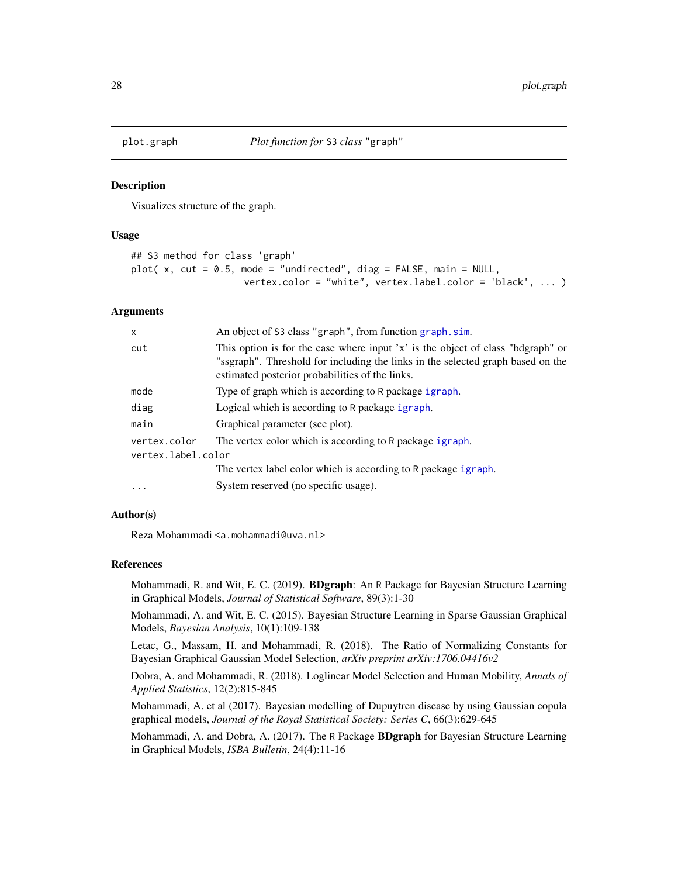# plot.graph — *Plot function for* S3 *class* "graph"

## Description

Visualizes structure of the graph.

## Usage

```
## S3 method for class 'graph'
plot( x, cut = 0.5, mode = "undirected", diag = FALSE, main = NULL,
                    vertex.color = "white", vertex.label.color = 'black', ... )
```

## Arguments

| | |
|---|---|
| `x` | An object of S3 class "graph", from function `graph.sim`. |
| `cut` | This option is for the case where input 'x' is the object of class "bdgraph" or "ssgraph". Threshold for including the links in the selected graph based on the estimated posterior probabilities of the links. |
| `mode` | Type of graph which is according to R package `igraph`. |
| `diag` | Logical which is according to R package `igraph`. |
| `main` | Graphical parameter (see plot). |
| `vertex.color` | The vertex color which is according to R package `igraph`. |
| `vertex.label.color` | The vertex label color which is according to R package `igraph`. |
| `...` | System reserved (no specific usage). |

## Author(s)

Reza Mohammadi <a.mohammadi@uva.nl>

## References

Mohammadi, R. and Wit, E. C. (2019). **BDgraph**: An R Package for Bayesian Structure Learning in Graphical Models, *Journal of Statistical Software*, 89(3):1-30

Mohammadi, A. and Wit, E. C. (2015). Bayesian Structure Learning in Sparse Gaussian Graphical Models, *Bayesian Analysis*, 10(1):109-138

Letac, G., Massam, H. and Mohammadi, R. (2018). The Ratio of Normalizing Constants for Bayesian Graphical Gaussian Model Selection, *arXiv preprint arXiv:1706.04416v2*

Dobra, A. and Mohammadi, R. (2018). Loglinear Model Selection and Human Mobility, *Annals of Applied Statistics*, 12(2):815-845

Mohammadi, A. et al (2017). Bayesian modelling of Dupuytren disease by using Gaussian copula graphical models, *Journal of the Royal Statistical Society: Series C*, 66(3):629-645

Mohammadi, A. and Dobra, A. (2017). The R Package **BDgraph** for Bayesian Structure Learning in Graphical Models, *ISBA Bulletin*, 24(4):11-16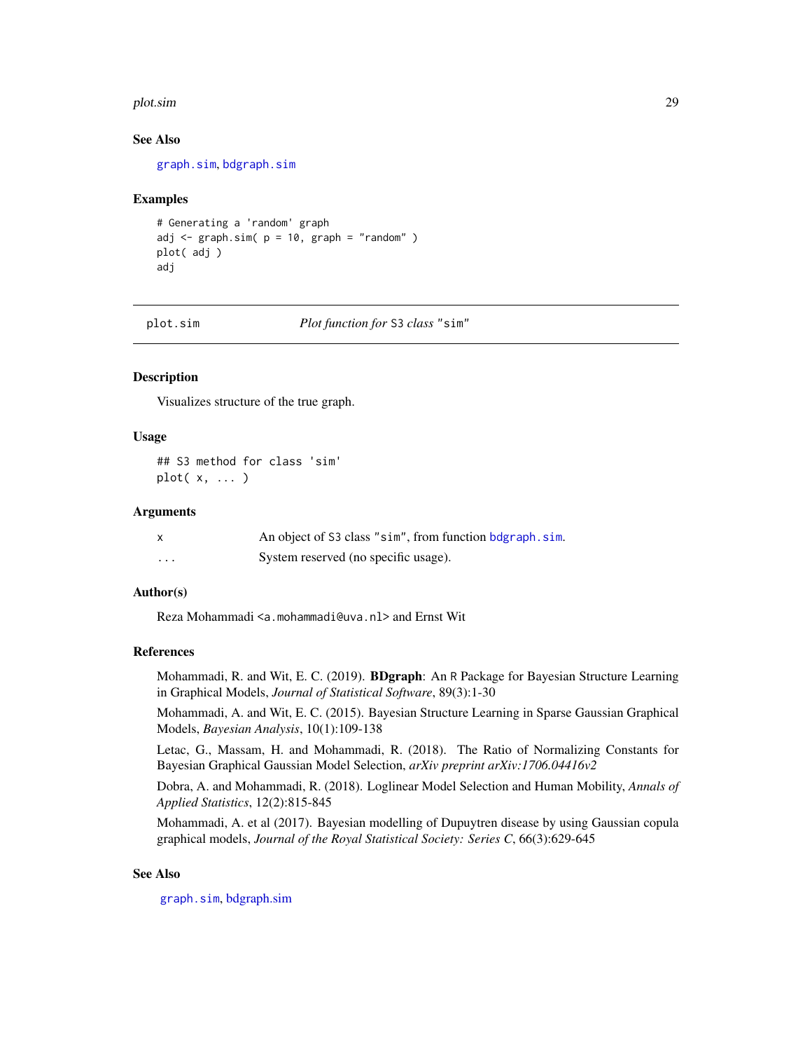### See Also

graph.sim, bdgraph.sim

### Examples

```
# Generating a 'random' graph
adj <- graph.sim( p = 10, graph = "random" )
plot( adj )
adj
```

---

## plot.sim — *Plot function for* S3 *class* "sim"

### Description

Visualizes structure of the true graph.

### Usage

```
## S3 method for class 'sim'
plot( x, ... )
```

### Arguments

| | |
|---|---|
| x | An object of S3 class "sim", from function bdgraph.sim. |
| ... | System reserved (no specific usage). |

### Author(s)

Reza Mohammadi <a.mohammadi@uva.nl> and Ernst Wit

### References

Mohammadi, R. and Wit, E. C. (2019). **BDgraph**: An R Package for Bayesian Structure Learning in Graphical Models, *Journal of Statistical Software*, 89(3):1-30

Mohammadi, A. and Wit, E. C. (2015). Bayesian Structure Learning in Sparse Gaussian Graphical Models, *Bayesian Analysis*, 10(1):109-138

Letac, G., Massam, H. and Mohammadi, R. (2018). The Ratio of Normalizing Constants for Bayesian Graphical Gaussian Model Selection, *arXiv preprint arXiv:1706.04416v2*

Dobra, A. and Mohammadi, R. (2018). Loglinear Model Selection and Human Mobility, *Annals of Applied Statistics*, 12(2):815-845

Mohammadi, A. et al (2017). Bayesian modelling of Dupuytren disease by using Gaussian copula graphical models, *Journal of the Royal Statistical Society: Series C*, 66(3):629-645

### See Also

graph.sim, bdgraph.sim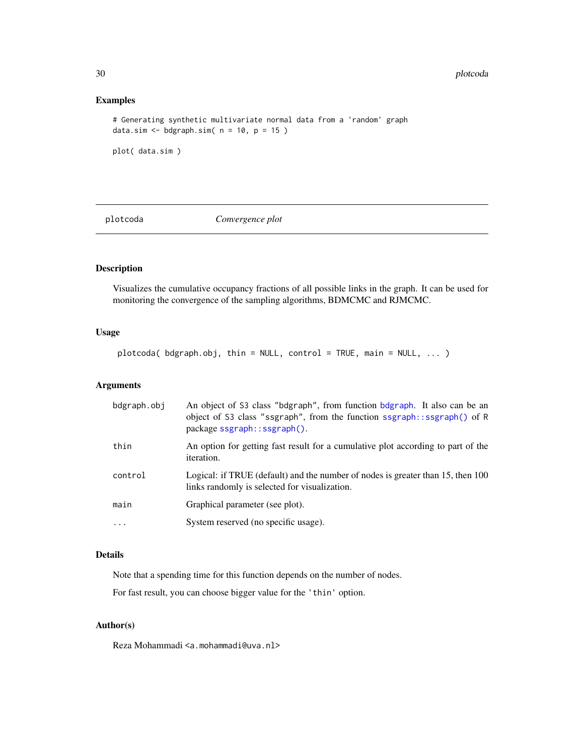## Examples

```
# Generating synthetic multivariate normal data from a 'random' graph
data.sim <- bdgraph.sim( n = 10, p = 15 )

plot( data.sim )
```

---

# plotcoda *Convergence plot*

---

## Description

Visualizes the cumulative occupancy fractions of all possible links in the graph. It can be used for monitoring the convergence of the sampling algorithms, BDMCMC and RJMCMC.

## Usage

```
plotcoda( bdgraph.obj, thin = NULL, control = TRUE, main = NULL, ... )
```

## Arguments

| | |
|---|---|
| `bdgraph.obj` | An object of S3 class "bdgraph", from function bdgraph. It also can be an object of S3 class "ssgraph", from the function `ssgraph::ssgraph()` of R package `ssgraph::ssgraph()`. |
| `thin` | An option for getting fast result for a cumulative plot according to part of the iteration. |
| `control` | Logical: if TRUE (default) and the number of nodes is greater than 15, then 100 links randomly is selected for visualization. |
| `main` | Graphical parameter (see plot). |
| `...` | System reserved (no specific usage). |

## Details

Note that a spending time for this function depends on the number of nodes.

For fast result, you can choose bigger value for the `'thin'` option.

## Author(s)

Reza Mohammadi <a.mohammadi@uva.nl>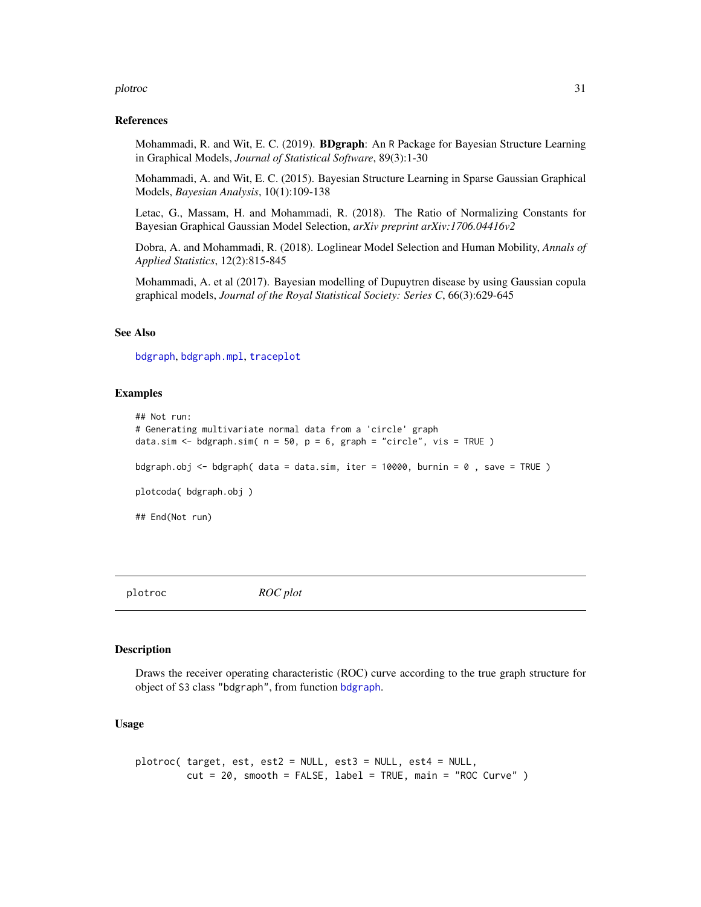### References

Mohammadi, R. and Wit, E. C. (2019). **BDgraph**: An R Package for Bayesian Structure Learning in Graphical Models, *Journal of Statistical Software*, 89(3):1-30

Mohammadi, A. and Wit, E. C. (2015). Bayesian Structure Learning in Sparse Gaussian Graphical Models, *Bayesian Analysis*, 10(1):109-138

Letac, G., Massam, H. and Mohammadi, R. (2018). The Ratio of Normalizing Constants for Bayesian Graphical Gaussian Model Selection, *arXiv preprint arXiv:1706.04416v2*

Dobra, A. and Mohammadi, R. (2018). Loglinear Model Selection and Human Mobility, *Annals of Applied Statistics*, 12(2):815-845

Mohammadi, A. et al (2017). Bayesian modelling of Dupuytren disease by using Gaussian copula graphical models, *Journal of the Royal Statistical Society: Series C*, 66(3):629-645

### See Also

bdgraph, bdgraph.mpl, traceplot

### Examples

```
## Not run:
# Generating multivariate normal data from a 'circle' graph
data.sim <- bdgraph.sim( n = 50, p = 6, graph = "circle", vis = TRUE )

bdgraph.obj <- bdgraph( data = data.sim, iter = 10000, burnin = 0 , save = TRUE )

plotcoda( bdgraph.obj )

## End(Not run)
```

---

## plotroc *ROC plot*

### Description

Draws the receiver operating characteristic (ROC) curve according to the true graph structure for object of S3 class "bdgraph", from function bdgraph.

### Usage

```
plotroc( target, est, est2 = NULL, est3 = NULL, est4 = NULL,
         cut = 20, smooth = FALSE, label = TRUE, main = "ROC Curve" )
```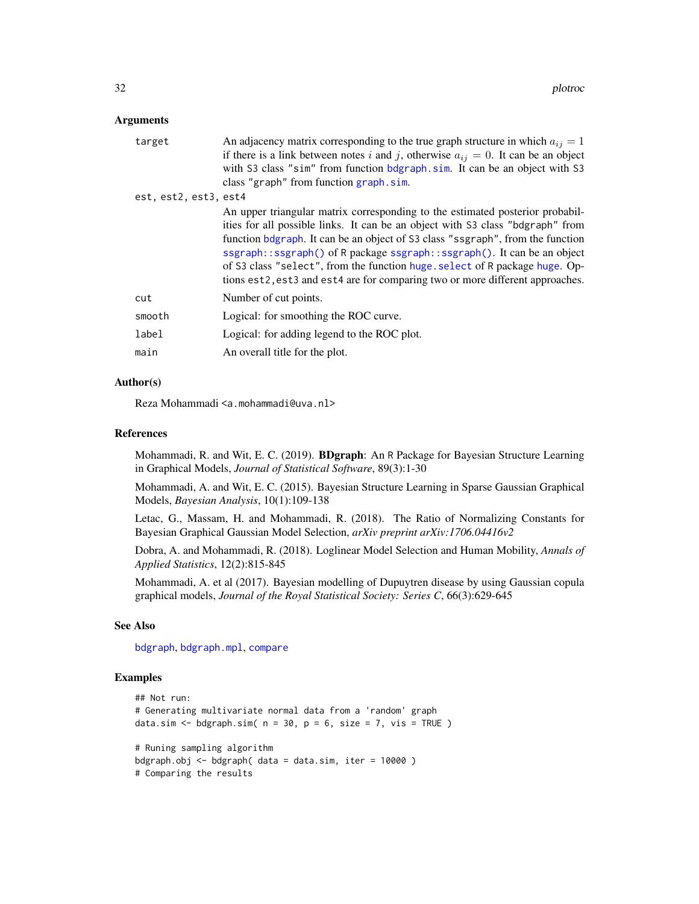### Arguments

| | |
|---|---|
| `target` | An adjacency matrix corresponding to the true graph structure in which $a_{ij} = 1$ if there is a link between notes $i$ and $j$, otherwise $a_{ij} = 0$. It can be an object with S3 class "sim" from function `bdgraph.sim`. It can be an object with S3 class "graph" from function `graph.sim`. |
| `est, est2, est3, est4` | An upper triangular matrix corresponding to the estimated posterior probabilities for all possible links. It can be an object with S3 class "bdgraph" from function `bdgraph`. It can be an object of S3 class "ssgraph", from the function `ssgraph::ssgraph()` of R package `ssgraph::ssgraph()`. It can be an object of S3 class "select", from the function `huge.select` of R package `huge`. Options `est2,est3` and `est4` are for comparing two or more different approaches. |
| `cut` | Number of cut points. |
| `smooth` | Logical: for smoothing the ROC curve. |
| `label` | Logical: for adding legend to the ROC plot. |
| `main` | An overall title for the plot. |

### Author(s)

Reza Mohammadi <a.mohammadi@uva.nl>

### References

Mohammadi, R. and Wit, E. C. (2019). **BDgraph**: An R Package for Bayesian Structure Learning in Graphical Models, *Journal of Statistical Software*, 89(3):1-30

Mohammadi, A. and Wit, E. C. (2015). Bayesian Structure Learning in Sparse Gaussian Graphical Models, *Bayesian Analysis*, 10(1):109-138

Letac, G., Massam, H. and Mohammadi, R. (2018). The Ratio of Normalizing Constants for Bayesian Graphical Gaussian Model Selection, *arXiv preprint arXiv:1706.04416v2*

Dobra, A. and Mohammadi, R. (2018). Loglinear Model Selection and Human Mobility, *Annals of Applied Statistics*, 12(2):815-845

Mohammadi, A. et al (2017). Bayesian modelling of Dupuytren disease by using Gaussian copula graphical models, *Journal of the Royal Statistical Society: Series C*, 66(3):629-645

### See Also

`bdgraph`, `bdgraph.mpl`, `compare`

### Examples

```
## Not run:
# Generating multivariate normal data from a 'random' graph
data.sim <- bdgraph.sim( n = 30, p = 6, size = 7, vis = TRUE )

# Runing sampling algorithm
bdgraph.obj <- bdgraph( data = data.sim, iter = 10000 )
# Comparing the results
```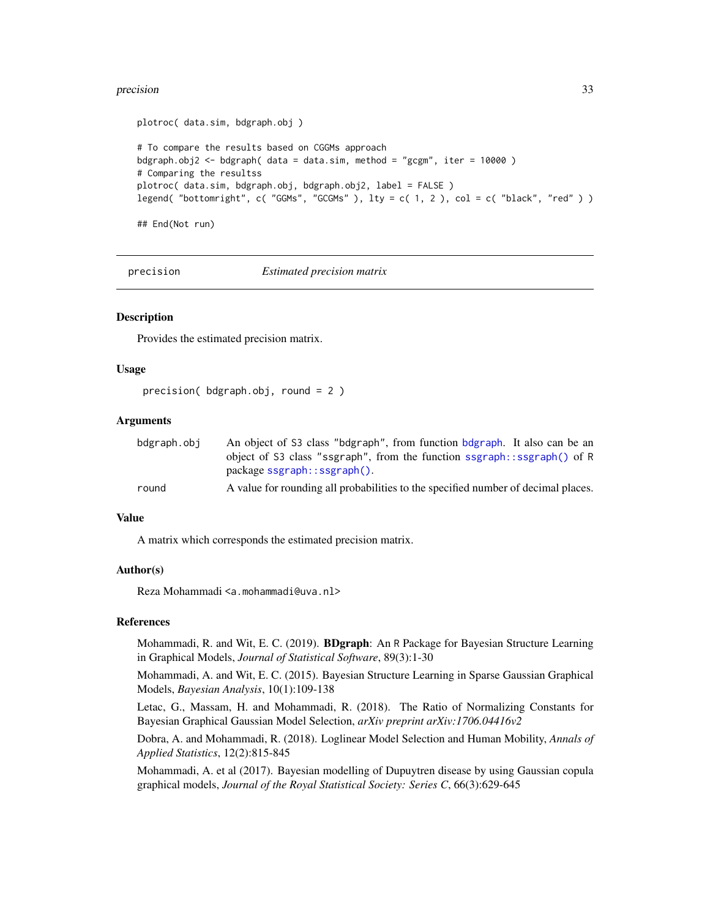```
plotroc( data.sim, bdgraph.obj )

# To compare the results based on CGGMs approach
bdgraph.obj2 <- bdgraph( data = data.sim, method = "gcgm", iter = 10000 )
# Comparing the resultss
plotroc( data.sim, bdgraph.obj, bdgraph.obj2, label = FALSE )
legend( "bottomright", c( "GGMs", "GCGMs" ), lty = c( 1, 2 ), col = c( "black", "red" ) )

## End(Not run)
```

---

## precision — *Estimated precision matrix*

### Description

Provides the estimated precision matrix.

### Usage

```
precision( bdgraph.obj, round = 2 )
```

### Arguments

| | |
|---|---|
| `bdgraph.obj` | An object of S3 class "bdgraph", from function bdgraph. It also can be an object of S3 class "ssgraph", from the function ssgraph::ssgraph() of R package ssgraph::ssgraph(). |
| `round` | A value for rounding all probabilities to the specified number of decimal places. |

### Value

A matrix which corresponds the estimated precision matrix.

### Author(s)

Reza Mohammadi <a.mohammadi@uva.nl>

### References

Mohammadi, R. and Wit, E. C. (2019). **BDgraph**: An R Package for Bayesian Structure Learning in Graphical Models, *Journal of Statistical Software*, 89(3):1-30

Mohammadi, A. and Wit, E. C. (2015). Bayesian Structure Learning in Sparse Gaussian Graphical Models, *Bayesian Analysis*, 10(1):109-138

Letac, G., Massam, H. and Mohammadi, R. (2018). The Ratio of Normalizing Constants for Bayesian Graphical Gaussian Model Selection, *arXiv preprint arXiv:1706.04416v2*

Dobra, A. and Mohammadi, R. (2018). Loglinear Model Selection and Human Mobility, *Annals of Applied Statistics*, 12(2):815-845

Mohammadi, A. et al (2017). Bayesian modelling of Dupuytren disease by using Gaussian copula graphical models, *Journal of the Royal Statistical Society: Series C*, 66(3):629-645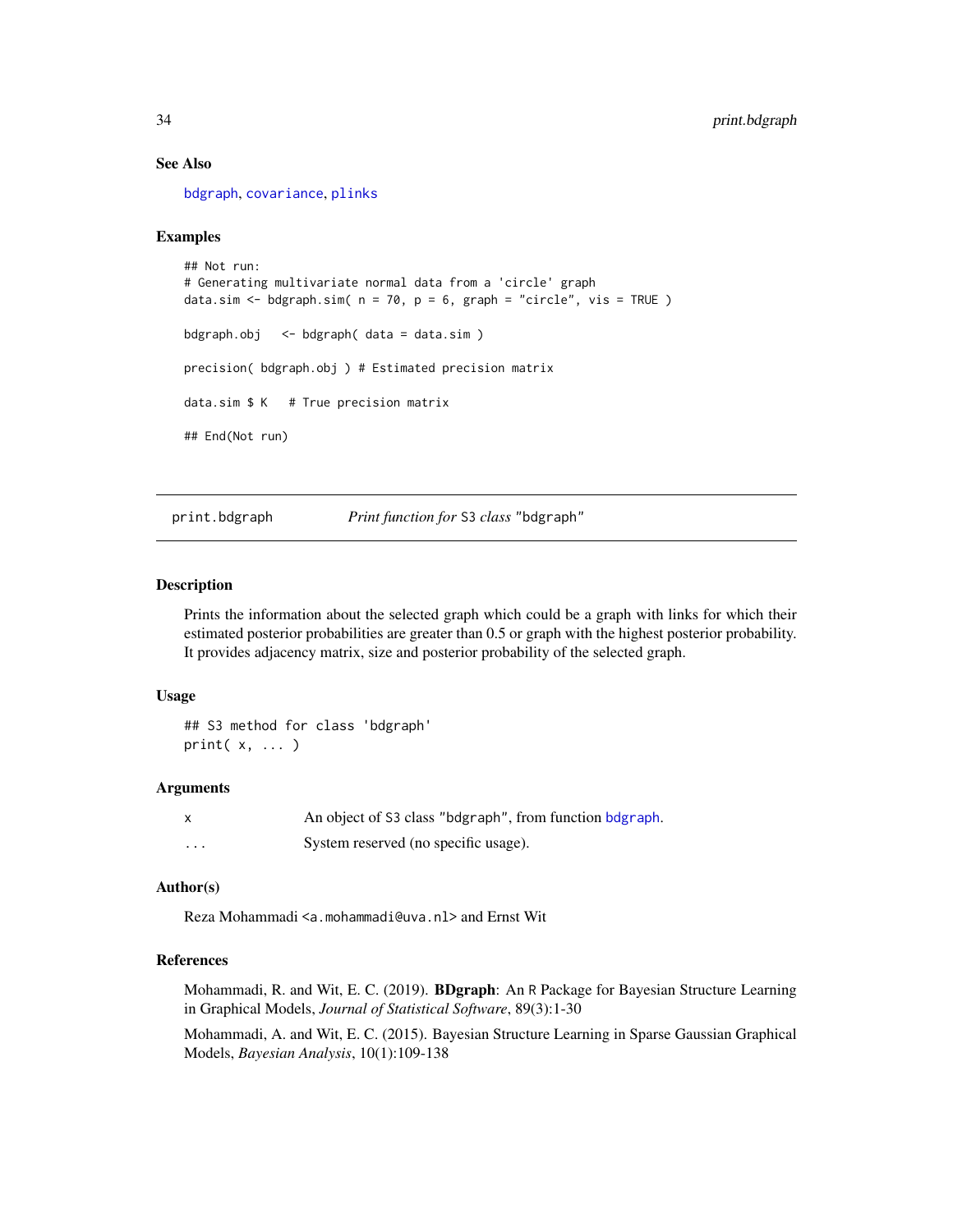### See Also

bdgraph, covariance, plinks

### Examples

```
## Not run:
# Generating multivariate normal data from a 'circle' graph
data.sim <- bdgraph.sim( n = 70, p = 6, graph = "circle", vis = TRUE )

bdgraph.obj   <- bdgraph( data = data.sim )

precision( bdgraph.obj ) # Estimated precision matrix

data.sim $ K   # True precision matrix

## End(Not run)
```

---

## print.bdgraph — *Print function for* S3 *class* "bdgraph"

---

### Description

Prints the information about the selected graph which could be a graph with links for which their estimated posterior probabilities are greater than 0.5 or graph with the highest posterior probability. It provides adjacency matrix, size and posterior probability of the selected graph.

### Usage

```
## S3 method for class 'bdgraph'
print( x, ... )
```

### Arguments

| | |
|---|---|
| x | An object of S3 class "bdgraph", from function bdgraph. |
| ... | System reserved (no specific usage). |

### Author(s)

Reza Mohammadi <a.mohammadi@uva.nl> and Ernst Wit

### References

Mohammadi, R. and Wit, E. C. (2019). **BDgraph**: An R Package for Bayesian Structure Learning in Graphical Models, *Journal of Statistical Software*, 89(3):1-30

Mohammadi, A. and Wit, E. C. (2015). Bayesian Structure Learning in Sparse Gaussian Graphical Models, *Bayesian Analysis*, 10(1):109-138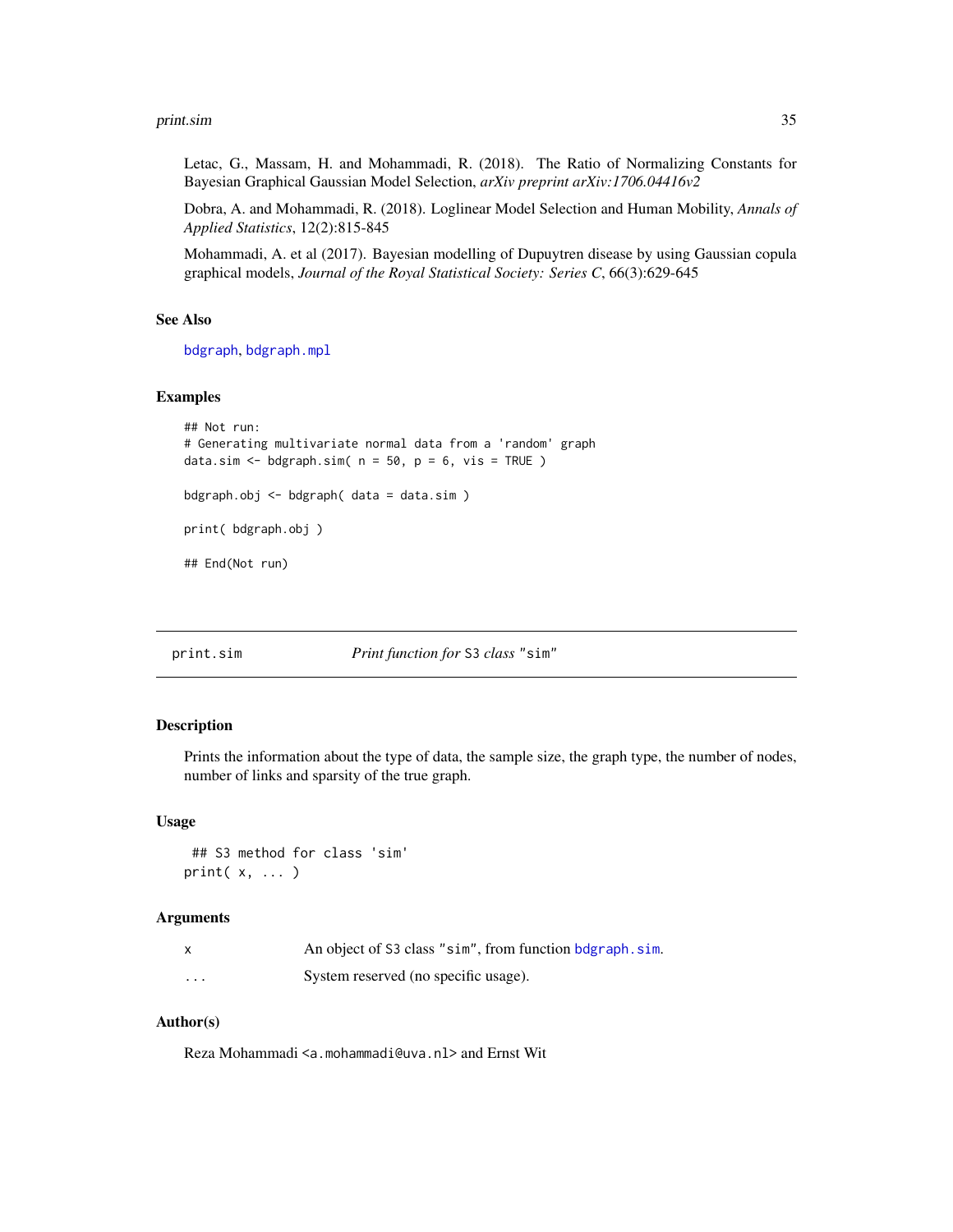Letac, G., Massam, H. and Mohammadi, R. (2018). The Ratio of Normalizing Constants for Bayesian Graphical Gaussian Model Selection, *arXiv preprint arXiv:1706.04416v2*

Dobra, A. and Mohammadi, R. (2018). Loglinear Model Selection and Human Mobility, *Annals of Applied Statistics*, 12(2):815-845

Mohammadi, A. et al (2017). Bayesian modelling of Dupuytren disease by using Gaussian copula graphical models, *Journal of the Royal Statistical Society: Series C*, 66(3):629-645

### See Also

`bdgraph`, `bdgraph.mpl`

### Examples

```
## Not run:
# Generating multivariate normal data from a 'random' graph
data.sim <- bdgraph.sim( n = 50, p = 6, vis = TRUE )

bdgraph.obj <- bdgraph( data = data.sim )

print( bdgraph.obj )

## End(Not run)
```

---

## print.sim — *Print function for S3 class "sim"*

### Description

Prints the information about the type of data, the sample size, the graph type, the number of nodes, number of links and sparsity of the true graph.

### Usage

```
## S3 method for class 'sim'
print( x, ... )
```

### Arguments

| | |
|---|---|
| x | An object of S3 class "sim", from function `bdgraph.sim`. |
| ... | System reserved (no specific usage). |

### Author(s)

Reza Mohammadi <a.mohammadi@uva.nl> and Ernst Wit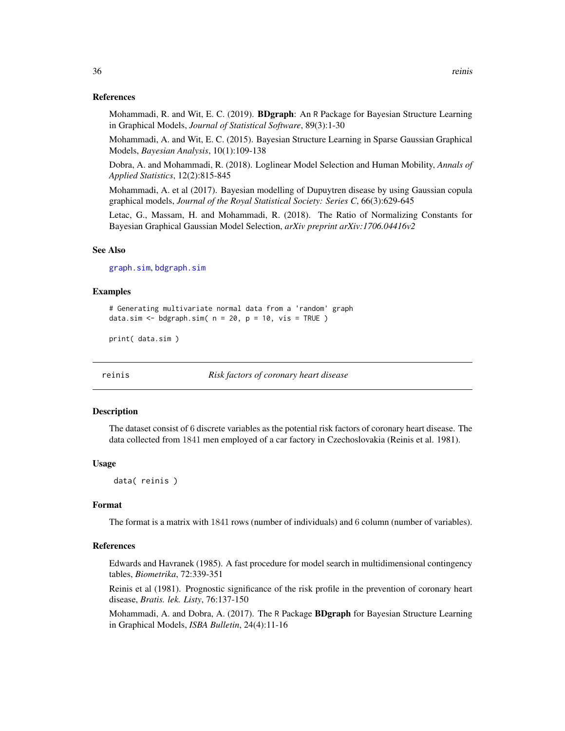### References

Mohammadi, R. and Wit, E. C. (2019). **BDgraph**: An R Package for Bayesian Structure Learning in Graphical Models, *Journal of Statistical Software*, 89(3):1-30

Mohammadi, A. and Wit, E. C. (2015). Bayesian Structure Learning in Sparse Gaussian Graphical Models, *Bayesian Analysis*, 10(1):109-138

Dobra, A. and Mohammadi, R. (2018). Loglinear Model Selection and Human Mobility, *Annals of Applied Statistics*, 12(2):815-845

Mohammadi, A. et al (2017). Bayesian modelling of Dupuytren disease by using Gaussian copula graphical models, *Journal of the Royal Statistical Society: Series C*, 66(3):629-645

Letac, G., Massam, H. and Mohammadi, R. (2018). The Ratio of Normalizing Constants for Bayesian Graphical Gaussian Model Selection, *arXiv preprint arXiv:1706.04416v2*

### See Also

graph.sim, bdgraph.sim

### Examples

```
# Generating multivariate normal data from a 'random' graph
data.sim <- bdgraph.sim( n = 20, p = 10, vis = TRUE )

print( data.sim )
```

---

## reinis — *Risk factors of coronary heart disease*

---

### Description

The dataset consist of 6 discrete variables as the potential risk factors of coronary heart disease. The data collected from 1841 men employed of a car factory in Czechoslovakia (Reinis et al. 1981).

### Usage

```
data( reinis )
```

### Format

The format is a matrix with 1841 rows (number of individuals) and 6 column (number of variables).

### References

Edwards and Havranek (1985). A fast procedure for model search in multidimensional contingency tables, *Biometrika*, 72:339-351

Reinis et al (1981). Prognostic significance of the risk profile in the prevention of coronary heart disease, *Bratis. lek. Listy*, 76:137-150

Mohammadi, A. and Dobra, A. (2017). The R Package **BDgraph** for Bayesian Structure Learning in Graphical Models, *ISBA Bulletin*, 24(4):11-16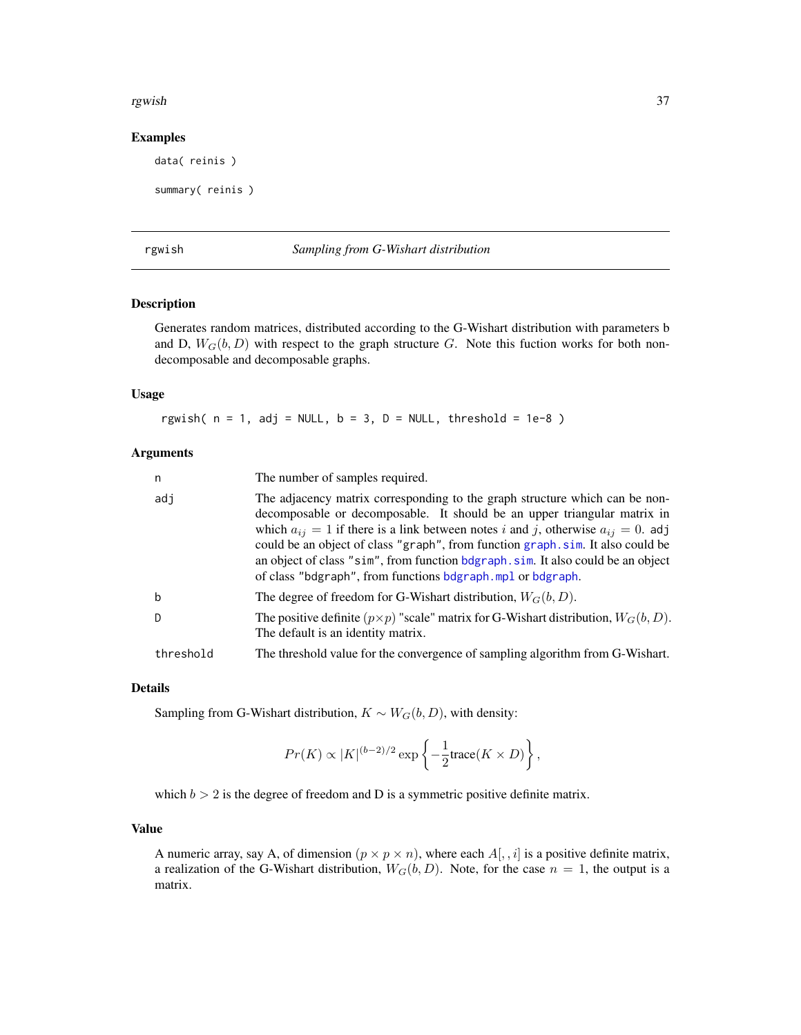### Examples

```
data( reinis )

summary( reinis )
```

---

## rgwish — *Sampling from G-Wishart distribution*

### Description

Generates random matrices, distributed according to the G-Wishart distribution with parameters b and D, $W_G(b, D)$ with respect to the graph structure $G$. Note this fuction works for both non-decomposable and decomposable graphs.

### Usage

```
rgwish( n = 1, adj = NULL, b = 3, D = NULL, threshold = 1e-8 )
```

### Arguments

| | |
|---|---|
| n | The number of samples required. |
| adj | The adjacency matrix corresponding to the graph structure which can be non-decomposable or decomposable. It should be an upper triangular matrix in which $a_{ij} = 1$ if there is a link between notes $i$ and $j$, otherwise $a_{ij} = 0$. adj could be an object of class "graph", from function graph.sim. It also could be an object of class "sim", from function bdgraph.sim. It also could be an object of class "bdgraph", from functions bdgraph.mpl or bdgraph. |
| b | The degree of freedom for G-Wishart distribution, $W_G(b, D)$. |
| D | The positive definite $(p \times p)$ "scale" matrix for G-Wishart distribution, $W_G(b, D)$. The default is an identity matrix. |
| threshold | The threshold value for the convergence of sampling algorithm from G-Wishart. |

### Details

Sampling from G-Wishart distribution, $K \sim W_G(b, D)$, with density:

$$Pr(K) \propto |K|^{(b-2)/2} \exp\left\{-\frac{1}{2}\text{trace}(K \times D)\right\},$$

which $b > 2$ is the degree of freedom and D is a symmetric positive definite matrix.

### Value

A numeric array, say A, of dimension $(p \times p \times n)$, where each $A[,,i]$ is a positive definite matrix, a realization of the G-Wishart distribution, $W_G(b, D)$. Note, for the case $n = 1$, the output is a matrix.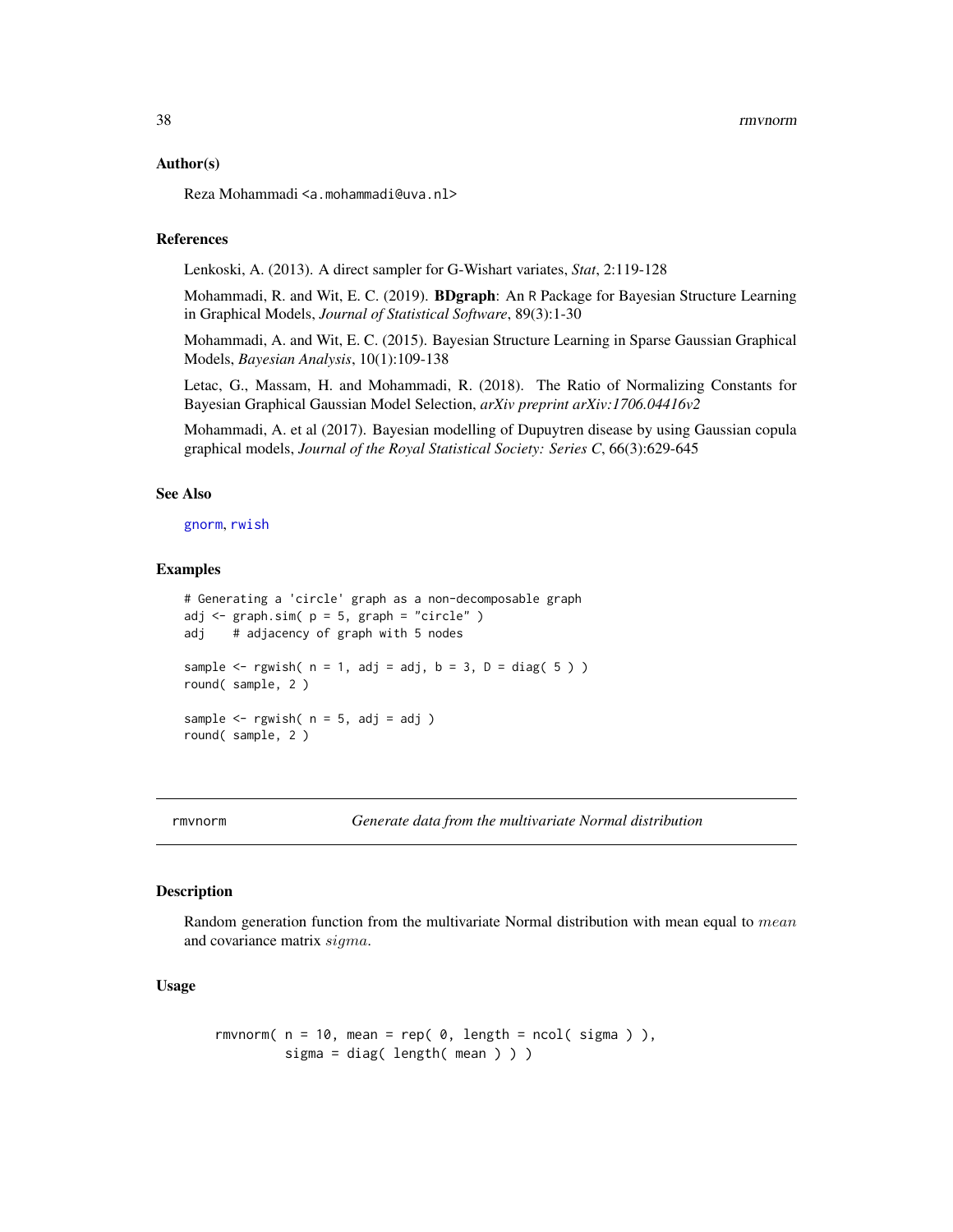### Author(s)

Reza Mohammadi <a.mohammadi@uva.nl>

### References

Lenkoski, A. (2013). A direct sampler for G-Wishart variates, *Stat*, 2:119-128

Mohammadi, R. and Wit, E. C. (2019). **BDgraph**: An R Package for Bayesian Structure Learning in Graphical Models, *Journal of Statistical Software*, 89(3):1-30

Mohammadi, A. and Wit, E. C. (2015). Bayesian Structure Learning in Sparse Gaussian Graphical Models, *Bayesian Analysis*, 10(1):109-138

Letac, G., Massam, H. and Mohammadi, R. (2018). The Ratio of Normalizing Constants for Bayesian Graphical Gaussian Model Selection, *arXiv preprint arXiv:1706.04416v2*

Mohammadi, A. et al (2017). Bayesian modelling of Dupuytren disease by using Gaussian copula graphical models, *Journal of the Royal Statistical Society: Series C*, 66(3):629-645

### See Also

gnorm, rwish

### Examples

```
# Generating a 'circle' graph as a non-decomposable graph
adj <- graph.sim( p = 5, graph = "circle" )
adj    # adjacency of graph with 5 nodes

sample <- rgwish( n = 1, adj = adj, b = 3, D = diag( 5 ) )
round( sample, 2 )

sample <- rgwish( n = 5, adj = adj )
round( sample, 2 )
```

---

## rmvnorm — *Generate data from the multivariate Normal distribution*

### Description

Random generation function from the multivariate Normal distribution with mean equal to $mean$ and covariance matrix $sigma$.

### Usage

```
rmvnorm( n = 10, mean = rep( 0, length = ncol( sigma ) ),
         sigma = diag( length( mean ) ) )
```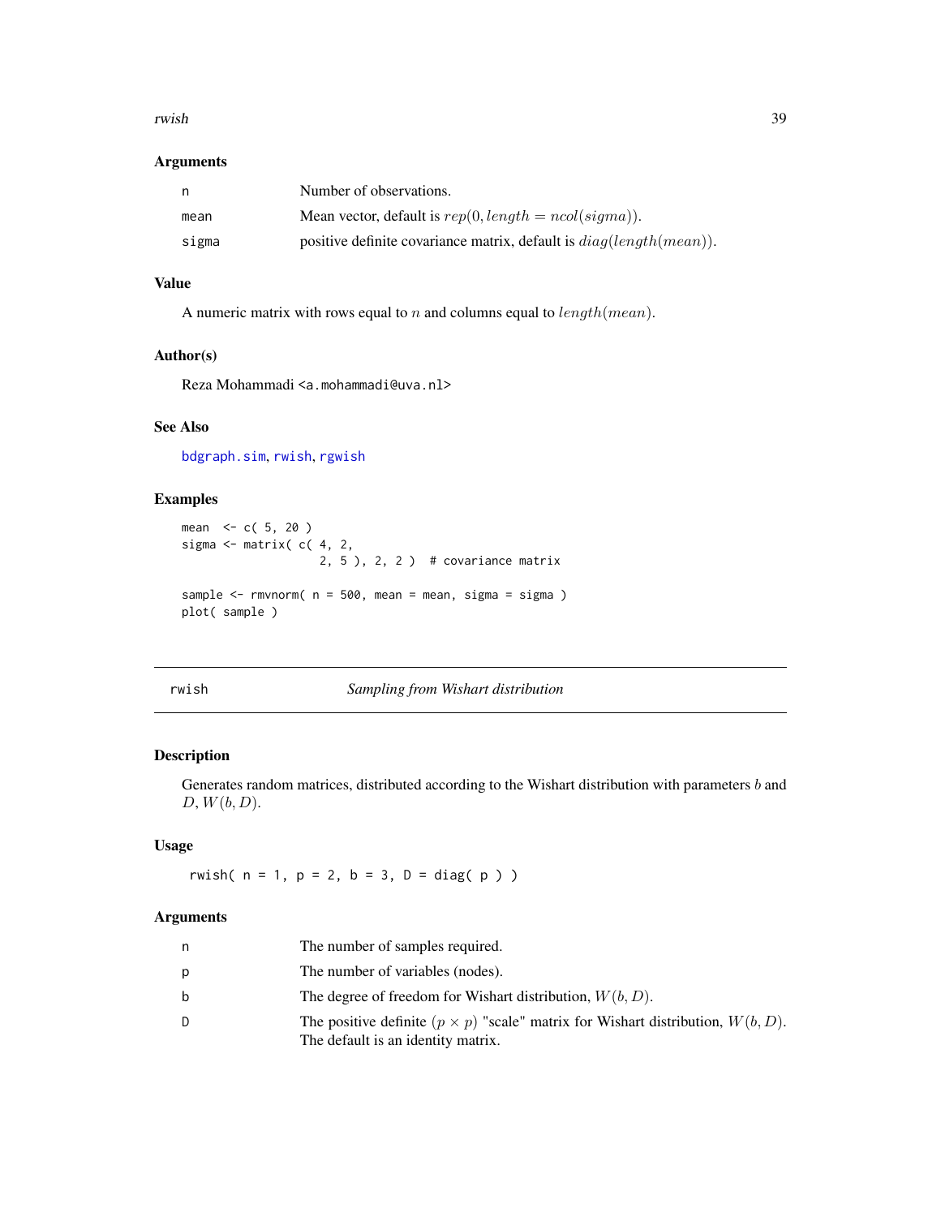### Arguments

| | |
|---|---|
| n | Number of observations. |
| mean | Mean vector, default is $rep(0, length = ncol(sigma))$. |
| sigma | positive definite covariance matrix, default is $diag(length(mean))$. |

### Value

A numeric matrix with rows equal to $n$ and columns equal to $length(mean)$.

### Author(s)

Reza Mohammadi <a.mohammadi@uva.nl>

### See Also

bdgraph.sim, rwish, rgwish

### Examples

```
mean  <- c( 5, 20 )
sigma <- matrix( c( 4, 2,
                    2, 5 ), 2, 2 )  # covariance matrix

sample <- rmvnorm( n = 500, mean = mean, sigma = sigma )
plot( sample )
```

---

## rwish — *Sampling from Wishart distribution*

### Description

Generates random matrices, distributed according to the Wishart distribution with parameters $b$ and $D$, $W(b, D)$.

### Usage

```
rwish( n = 1, p = 2, b = 3, D = diag( p ) )
```

### Arguments

| | |
|---|---|
| n | The number of samples required. |
| p | The number of variables (nodes). |
| b | The degree of freedom for Wishart distribution, $W(b, D)$. |
| D | The positive definite $(p \times p)$ "scale" matrix for Wishart distribution, $W(b, D)$. The default is an identity matrix. |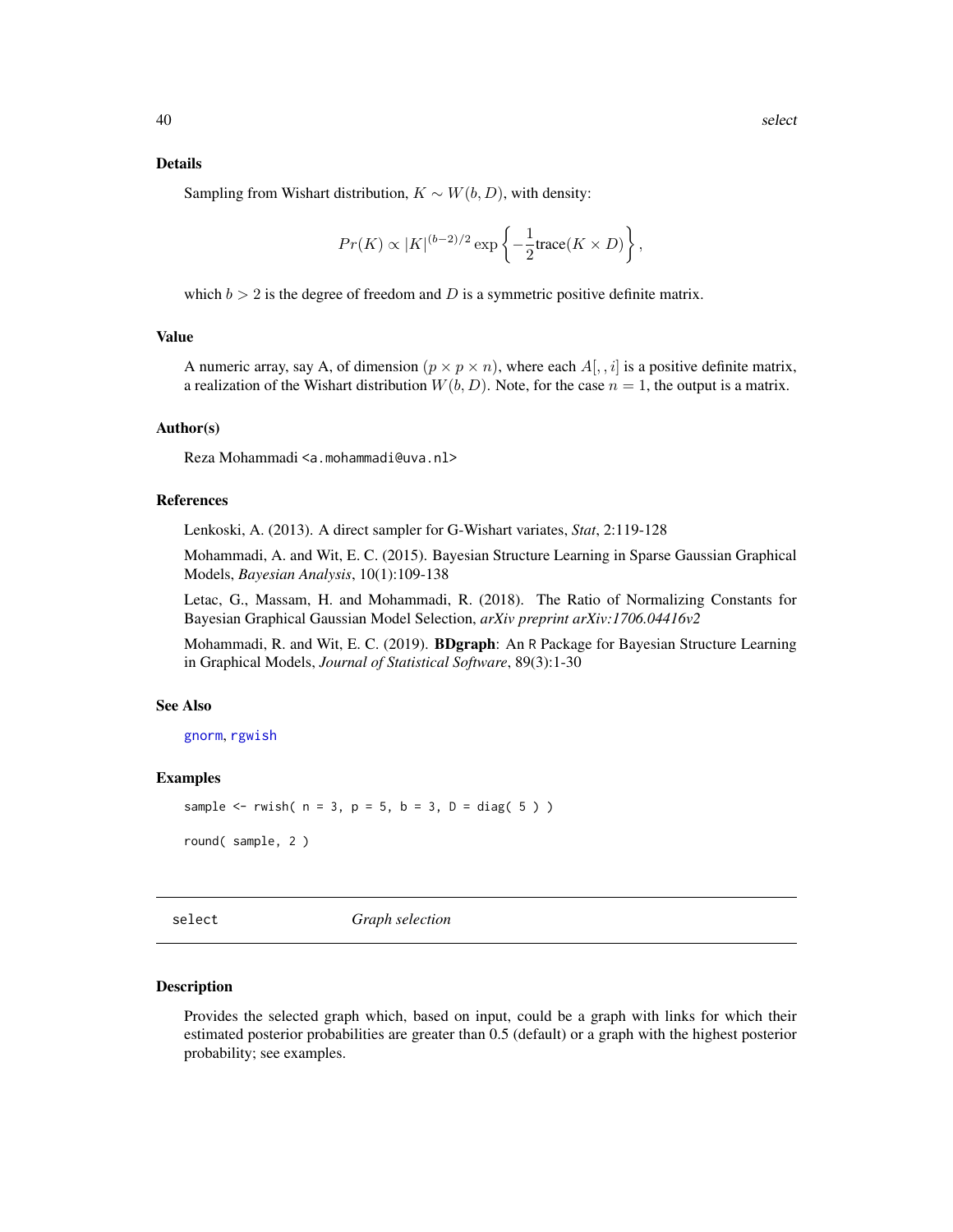## Details

Sampling from Wishart distribution, $K \sim W(b, D)$, with density:

$$Pr(K) \propto |K|^{(b-2)/2} \exp\left\{-\frac{1}{2}\text{trace}(K \times D)\right\},$$

which $b > 2$ is the degree of freedom and $D$ is a symmetric positive definite matrix.

## Value

A numeric array, say A, of dimension $(p \times p \times n)$, where each $A[,,i]$ is a positive definite matrix, a realization of the Wishart distribution $W(b, D)$. Note, for the case $n = 1$, the output is a matrix.

## Author(s)

Reza Mohammadi <a.mohammadi@uva.nl>

## References

Lenkoski, A. (2013). A direct sampler for G-Wishart variates, *Stat*, 2:119-128

Mohammadi, A. and Wit, E. C. (2015). Bayesian Structure Learning in Sparse Gaussian Graphical Models, *Bayesian Analysis*, 10(1):109-138

Letac, G., Massam, H. and Mohammadi, R. (2018). The Ratio of Normalizing Constants for Bayesian Graphical Gaussian Model Selection, *arXiv preprint arXiv:1706.04416v2*

Mohammadi, R. and Wit, E. C. (2019). **BDgraph**: An R Package for Bayesian Structure Learning in Graphical Models, *Journal of Statistical Software*, 89(3):1-30

## See Also

gnorm, rgwish

## Examples

```
sample <- rwish( n = 3, p = 5, b = 3, D = diag( 5 ) )

round( sample, 2 )
```

# select — *Graph selection*

## Description

Provides the selected graph which, based on input, could be a graph with links for which their estimated posterior probabilities are greater than 0.5 (default) or a graph with the highest posterior probability; see examples.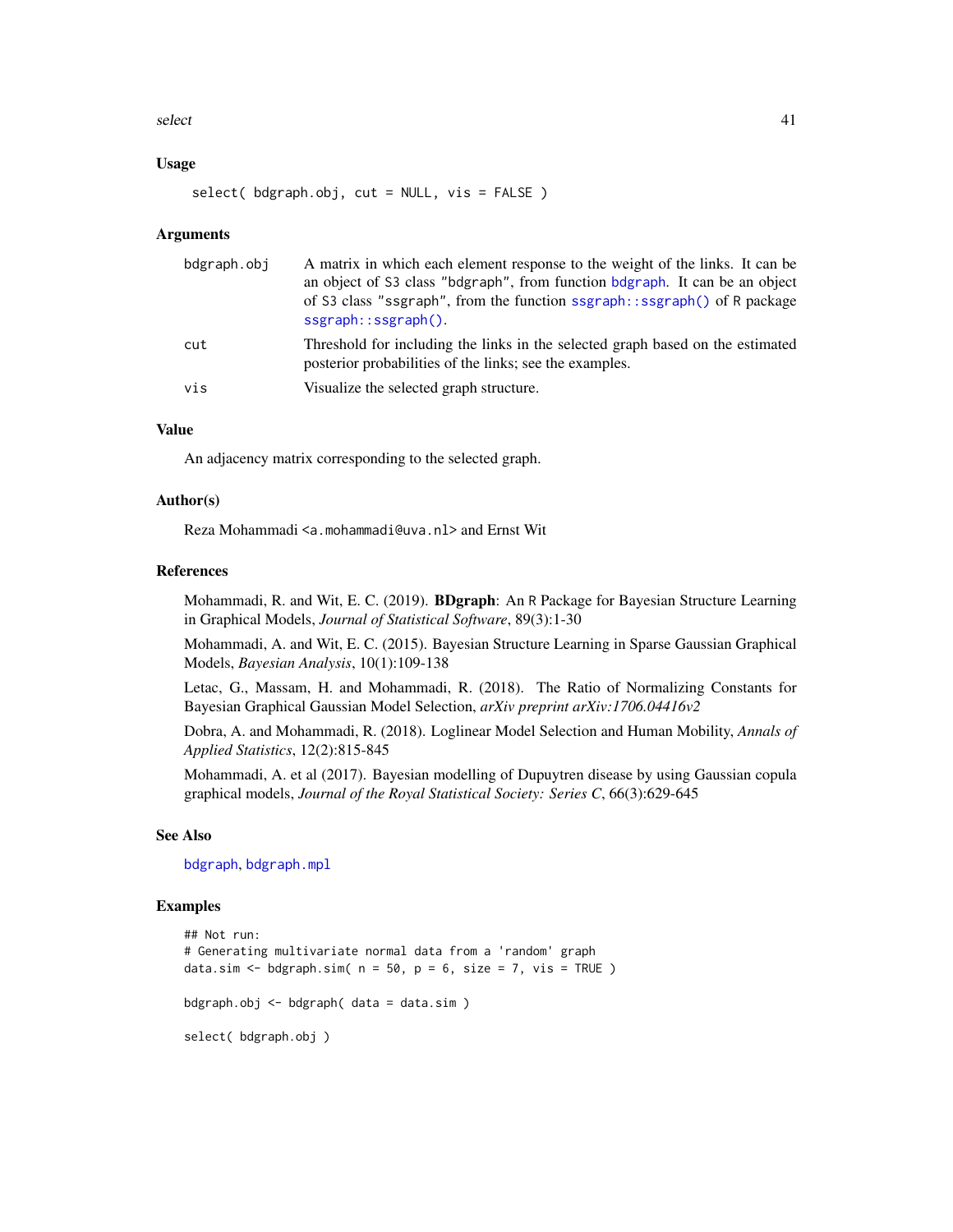### Usage

```
select( bdgraph.obj, cut = NULL, vis = FALSE )
```

### Arguments

| | |
|---|---|
| bdgraph.obj | A matrix in which each element response to the weight of the links. It can be an object of S3 class "bdgraph", from function bdgraph. It can be an object of S3 class "ssgraph", from the function ssgraph::ssgraph() of R package ssgraph::ssgraph(). |
| cut | Threshold for including the links in the selected graph based on the estimated posterior probabilities of the links; see the examples. |
| vis | Visualize the selected graph structure. |

### Value

An adjacency matrix corresponding to the selected graph.

### Author(s)

Reza Mohammadi <a.mohammadi@uva.nl> and Ernst Wit

### References

Mohammadi, R. and Wit, E. C. (2019). **BDgraph**: An R Package for Bayesian Structure Learning in Graphical Models, *Journal of Statistical Software*, 89(3):1-30

Mohammadi, A. and Wit, E. C. (2015). Bayesian Structure Learning in Sparse Gaussian Graphical Models, *Bayesian Analysis*, 10(1):109-138

Letac, G., Massam, H. and Mohammadi, R. (2018). The Ratio of Normalizing Constants for Bayesian Graphical Gaussian Model Selection, *arXiv preprint arXiv:1706.04416v2*

Dobra, A. and Mohammadi, R. (2018). Loglinear Model Selection and Human Mobility, *Annals of Applied Statistics*, 12(2):815-845

Mohammadi, A. et al (2017). Bayesian modelling of Dupuytren disease by using Gaussian copula graphical models, *Journal of the Royal Statistical Society: Series C*, 66(3):629-645

### See Also

bdgraph, bdgraph.mpl

### Examples

```
## Not run:
# Generating multivariate normal data from a 'random' graph
data.sim <- bdgraph.sim( n = 50, p = 6, size = 7, vis = TRUE )

bdgraph.obj <- bdgraph( data = data.sim )

select( bdgraph.obj )
```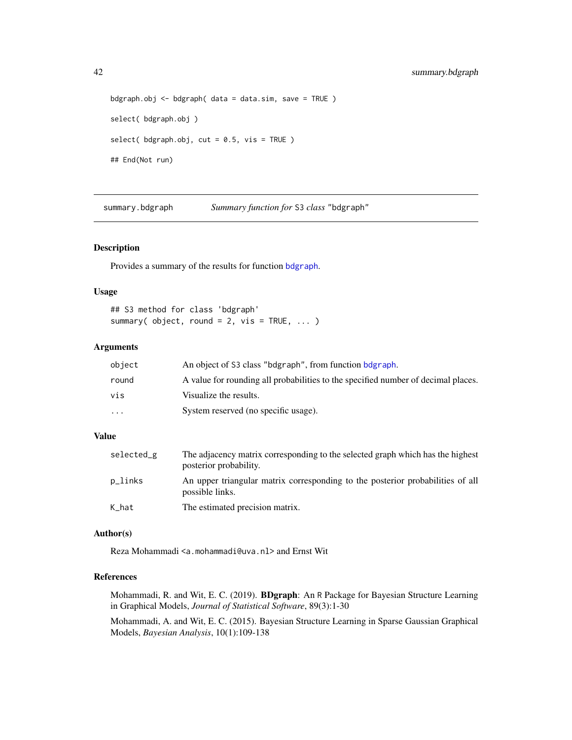```
bdgraph.obj <- bdgraph( data = data.sim, save = TRUE )

select( bdgraph.obj )

select( bdgraph.obj, cut = 0.5, vis = TRUE )

## End(Not run)
```

---

## summary.bdgraph — *Summary function for* S3 *class* "bdgraph"

---

### Description

Provides a summary of the results for function bdgraph.

### Usage

```
## S3 method for class 'bdgraph'
summary( object, round = 2, vis = TRUE, ... )
```

### Arguments

| | |
|---|---|
| object | An object of S3 class "bdgraph", from function bdgraph. |
| round | A value for rounding all probabilities to the specified number of decimal places. |
| vis | Visualize the results. |
| ... | System reserved (no specific usage). |

### Value

| | |
|---|---|
| selected_g | The adjacency matrix corresponding to the selected graph which has the highest posterior probability. |
| p_links | An upper triangular matrix corresponding to the posterior probabilities of all possible links. |
| K_hat | The estimated precision matrix. |

### Author(s)

Reza Mohammadi <a.mohammadi@uva.nl> and Ernst Wit

### References

Mohammadi, R. and Wit, E. C. (2019). **BDgraph**: An R Package for Bayesian Structure Learning in Graphical Models, *Journal of Statistical Software*, 89(3):1-30

Mohammadi, A. and Wit, E. C. (2015). Bayesian Structure Learning in Sparse Gaussian Graphical Models, *Bayesian Analysis*, 10(1):109-138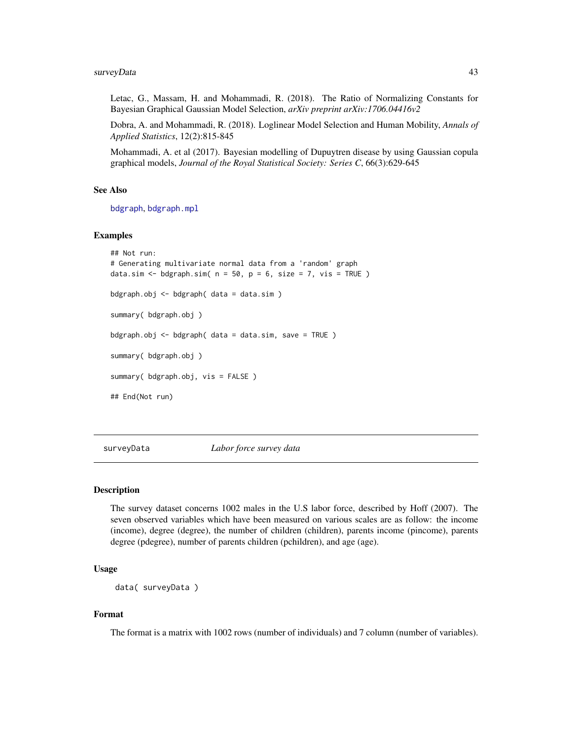Letac, G., Massam, H. and Mohammadi, R. (2018). The Ratio of Normalizing Constants for Bayesian Graphical Gaussian Model Selection, *arXiv preprint arXiv:1706.04416v2*

Dobra, A. and Mohammadi, R. (2018). Loglinear Model Selection and Human Mobility, *Annals of Applied Statistics*, 12(2):815-845

Mohammadi, A. et al (2017). Bayesian modelling of Dupuytren disease by using Gaussian copula graphical models, *Journal of the Royal Statistical Society: Series C*, 66(3):629-645

### See Also

bdgraph, bdgraph.mpl

### Examples

```
## Not run:
# Generating multivariate normal data from a 'random' graph
data.sim <- bdgraph.sim( n = 50, p = 6, size = 7, vis = TRUE )

bdgraph.obj <- bdgraph( data = data.sim )

summary( bdgraph.obj )

bdgraph.obj <- bdgraph( data = data.sim, save = TRUE )

summary( bdgraph.obj )

summary( bdgraph.obj, vis = FALSE )

## End(Not run)
```

---

## surveyData *Labor force survey data*

### Description

The survey dataset concerns 1002 males in the U.S labor force, described by Hoff (2007). The seven observed variables which have been measured on various scales are as follow: the income (income), degree (degree), the number of children (children), parents income (pincome), parents degree (pdegree), number of parents children (pchildren), and age (age).

### Usage

```
data( surveyData )
```

### Format

The format is a matrix with 1002 rows (number of individuals) and 7 column (number of variables).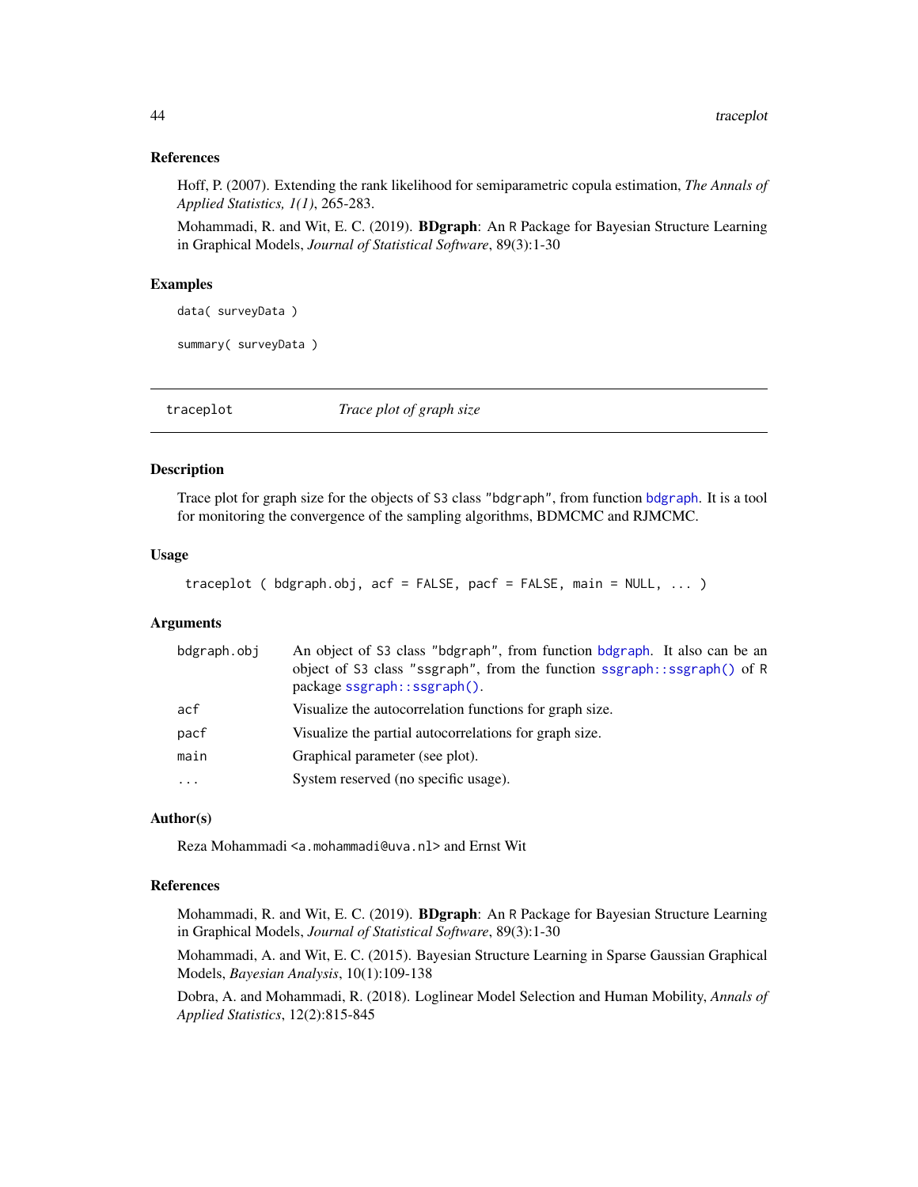### References

Hoff, P. (2007). Extending the rank likelihood for semiparametric copula estimation, *The Annals of Applied Statistics, 1(1)*, 265-283.

Mohammadi, R. and Wit, E. C. (2019). **BDgraph**: An R Package for Bayesian Structure Learning in Graphical Models, *Journal of Statistical Software*, 89(3):1-30

### Examples

```
data( surveyData )

summary( surveyData )
```

---

## traceplot *Trace plot of graph size*

---

### Description

Trace plot for graph size for the objects of S3 class "bdgraph", from function bdgraph. It is a tool for monitoring the convergence of the sampling algorithms, BDMCMC and RJMCMC.

### Usage

```
traceplot ( bdgraph.obj, acf = FALSE, pacf = FALSE, main = NULL, ... )
```

### Arguments

| | |
|---|---|
| bdgraph.obj | An object of S3 class "bdgraph", from function bdgraph. It also can be an object of S3 class "ssgraph", from the function ssgraph::ssgraph() of R package ssgraph::ssgraph(). |
| acf | Visualize the autocorrelation functions for graph size. |
| pacf | Visualize the partial autocorrelations for graph size. |
| main | Graphical parameter (see plot). |
| ... | System reserved (no specific usage). |

### Author(s)

Reza Mohammadi <a.mohammadi@uva.nl> and Ernst Wit

### References

Mohammadi, R. and Wit, E. C. (2019). **BDgraph**: An R Package for Bayesian Structure Learning in Graphical Models, *Journal of Statistical Software*, 89(3):1-30

Mohammadi, A. and Wit, E. C. (2015). Bayesian Structure Learning in Sparse Gaussian Graphical Models, *Bayesian Analysis*, 10(1):109-138

Dobra, A. and Mohammadi, R. (2018). Loglinear Model Selection and Human Mobility, *Annals of Applied Statistics*, 12(2):815-845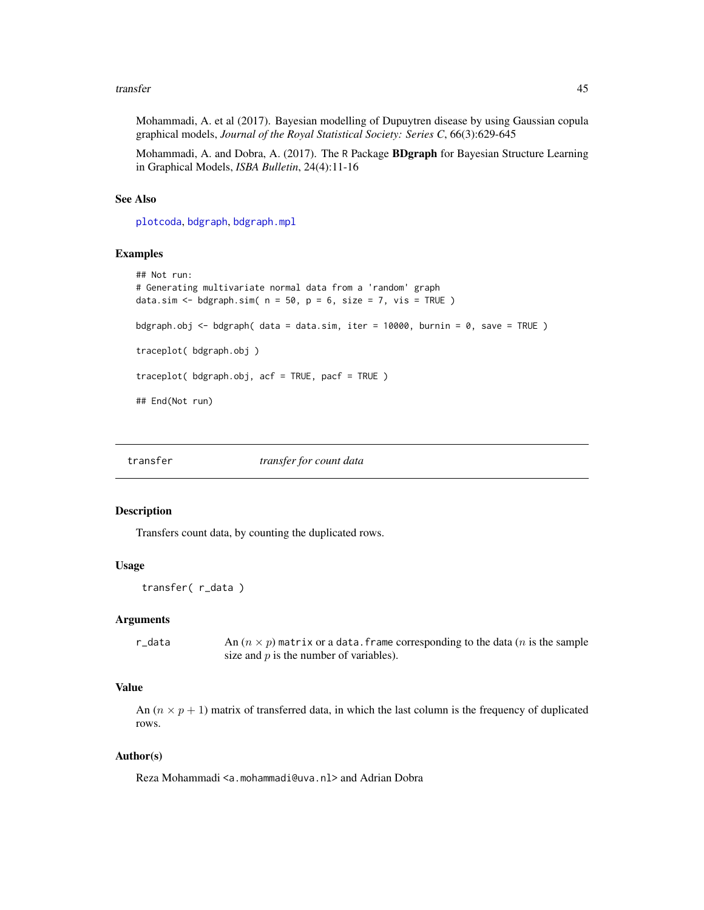Mohammadi, A. et al (2017). Bayesian modelling of Dupuytren disease by using Gaussian copula graphical models, *Journal of the Royal Statistical Society: Series C*, 66(3):629-645

Mohammadi, A. and Dobra, A. (2017). The R Package **BDgraph** for Bayesian Structure Learning in Graphical Models, *ISBA Bulletin*, 24(4):11-16

### See Also

plotcoda, bdgraph, bdgraph.mpl

### Examples

```
## Not run:
# Generating multivariate normal data from a 'random' graph
data.sim <- bdgraph.sim( n = 50, p = 6, size = 7, vis = TRUE )

bdgraph.obj <- bdgraph( data = data.sim, iter = 10000, burnin = 0, save = TRUE )

traceplot( bdgraph.obj )

traceplot( bdgraph.obj, acf = TRUE, pacf = TRUE )

## End(Not run)
```

---

## transfer *transfer for count data*

---

### Description

Transfers count data, by counting the duplicated rows.

### Usage

```
transfer( r_data )
```

### Arguments

| | |
|---|---|
| r_data | An $(n \times p)$ `matrix` or a `data.frame` corresponding to the data ($n$ is the sample size and $p$ is the number of variables). |

### Value

An $(n \times p + 1)$ matrix of transferred data, in which the last column is the frequency of duplicated rows.

### Author(s)

Reza Mohammadi <a.mohammadi@uva.nl> and Adrian Dobra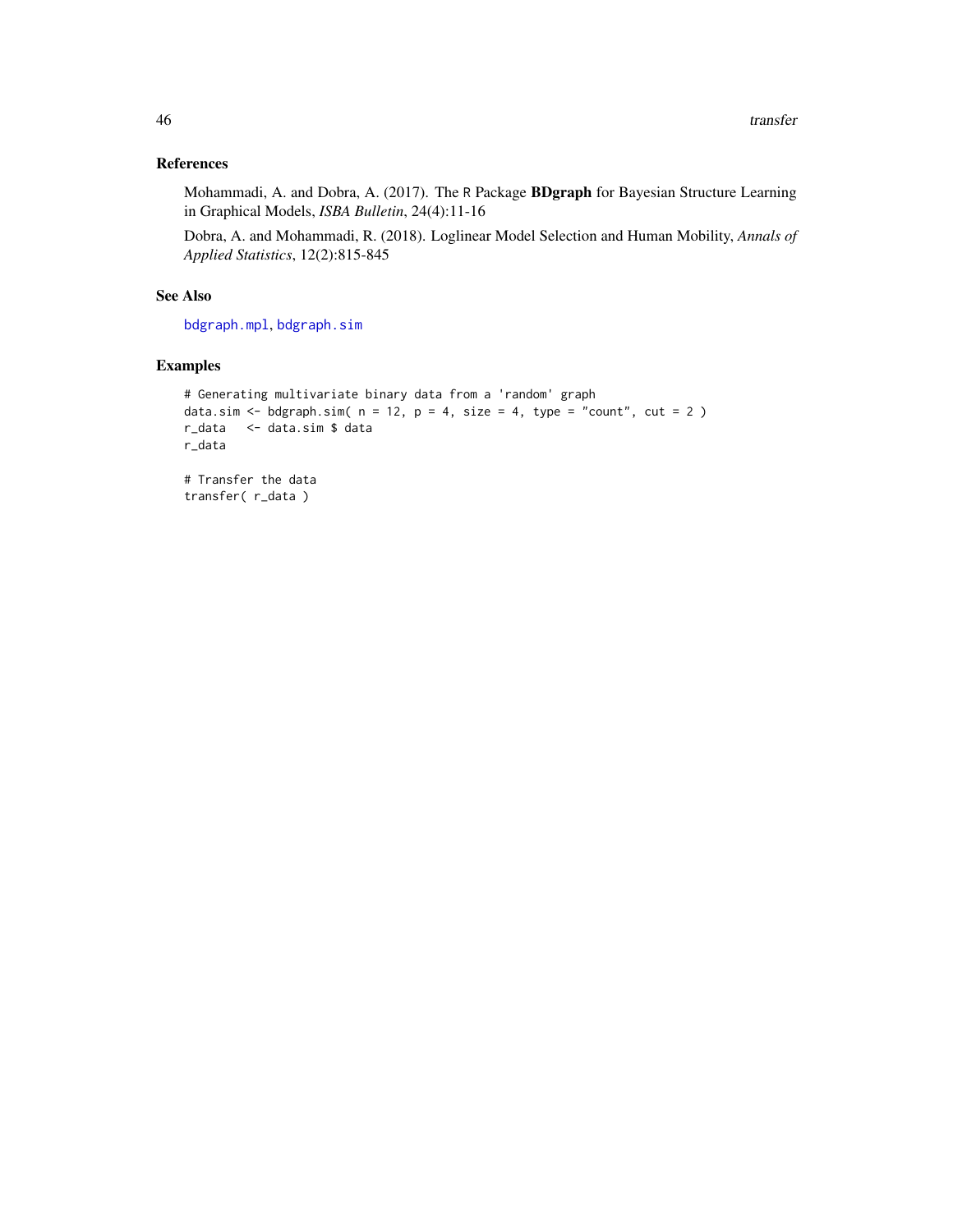## References

Mohammadi, A. and Dobra, A. (2017). The R Package **BDgraph** for Bayesian Structure Learning in Graphical Models, *ISBA Bulletin*, 24(4):11-16

Dobra, A. and Mohammadi, R. (2018). Loglinear Model Selection and Human Mobility, *Annals of Applied Statistics*, 12(2):815-845

## See Also

bdgraph.mpl, bdgraph.sim

## Examples

```
# Generating multivariate binary data from a 'random' graph
data.sim <- bdgraph.sim( n = 12, p = 4, size = 4, type = "count", cut = 2 )
r_data   <- data.sim $ data
r_data

# Transfer the data
transfer( r_data )
```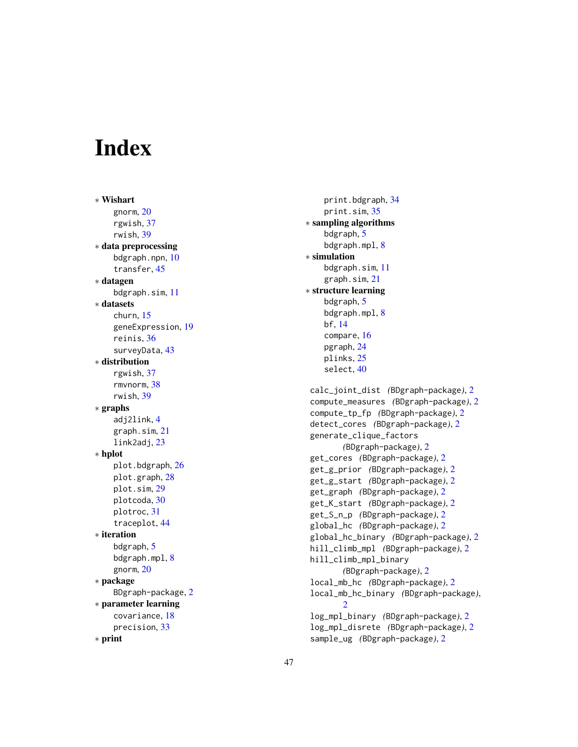# Index

∗ **Wishart**
  gnorm, 20
  rgwish, 37
  rwish, 39

∗ **data preprocessing**
  bdgraph.npn, 10
  transfer, 45

∗ **datagen**
  bdgraph.sim, 11

∗ **datasets**
  churn, 15
  geneExpression, 19
  reinis, 36
  surveyData, 43

∗ **distribution**
  rgwish, 37
  rmvnorm, 38
  rwish, 39

∗ **graphs**
  adj2link, 4
  graph.sim, 21
  link2adj, 23

∗ **hplot**
  plot.bdgraph, 26
  plot.graph, 28
  plot.sim, 29
  plotcoda, 30
  plotroc, 31
  traceplot, 44

∗ **iteration**
  bdgraph, 5
  bdgraph.mpl, 8
  gnorm, 20

∗ **package**
  BDgraph-package, 2

∗ **parameter learning**
  covariance, 18
  precision, 33

∗ **print**
  print.bdgraph, 34
  print.sim, 35

∗ **sampling algorithms**
  bdgraph, 5
  bdgraph.mpl, 8

∗ **simulation**
  bdgraph.sim, 11
  graph.sim, 21

∗ **structure learning**
  bdgraph, 5
  bdgraph.mpl, 8
  bf, 14
  compare, 16
  pgraph, 24
  plinks, 25
  select, 40

calc_joint_dist *(BDgraph-package)*, 2
compute_measures *(BDgraph-package)*, 2
compute_tp_fp *(BDgraph-package)*, 2
detect_cores *(BDgraph-package)*, 2
generate_clique_factors *(BDgraph-package)*, 2
get_cores *(BDgraph-package)*, 2
get_g_prior *(BDgraph-package)*, 2
get_g_start *(BDgraph-package)*, 2
get_graph *(BDgraph-package)*, 2
get_K_start *(BDgraph-package)*, 2
get_S_n_p *(BDgraph-package)*, 2
global_hc *(BDgraph-package)*, 2
global_hc_binary *(BDgraph-package)*, 2
hill_climb_mpl *(BDgraph-package)*, 2
hill_climb_mpl_binary *(BDgraph-package)*, 2
local_mb_hc *(BDgraph-package)*, 2
local_mb_hc_binary *(BDgraph-package)*, 2
log_mpl_binary *(BDgraph-package)*, 2
log_mpl_disrete *(BDgraph-package)*, 2
sample_ug *(BDgraph-package)*, 2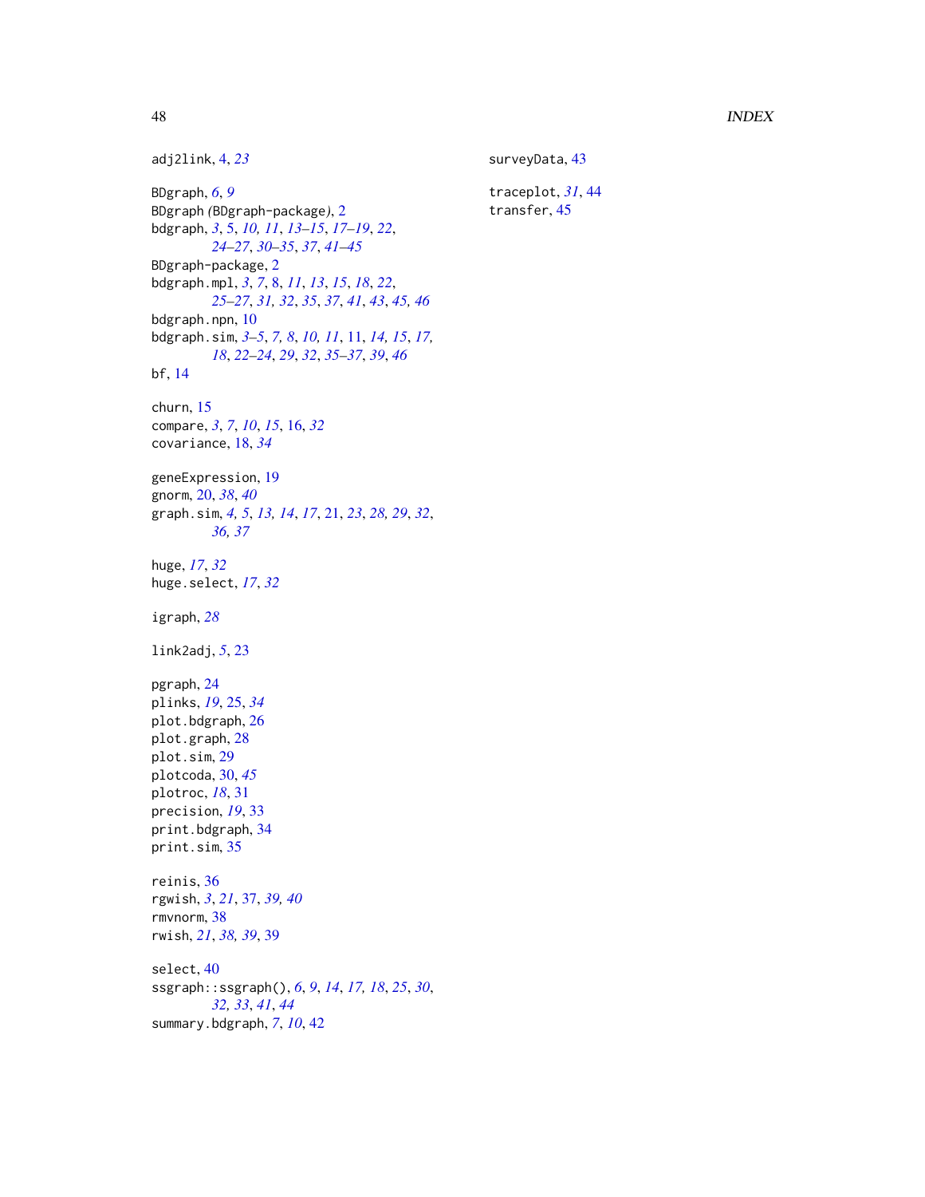adj2link, 4, *23*

BDgraph, *6*, *9*
BDgraph (BDgraph-package), 2
bdgraph, *3*, 5, *10, 11*, *13–15*, *17–19*, *22*, *24–27*, *30–35*, *37*, *41–45*
BDgraph-package, 2
bdgraph.mpl, *3*, *7*, 8, *11*, *13*, *15*, *18*, *22*, *25–27*, *31, 32*, *35*, *37*, *41*, *43*, *45, 46*
bdgraph.npn, 10
bdgraph.sim, *3–5*, *7, 8*, *10, 11*, 11, *14, 15*, *17, 18*, *22–24*, *29*, *32*, *35–37*, *39*, *46*
bf, 14

churn, 15
compare, *3*, *7*, *10*, *15*, 16, *32*
covariance, 18, *34*

geneExpression, 19
gnorm, 20, *38*, *40*
graph.sim, *4, 5*, *13, 14*, *17*, 21, *23*, *28, 29*, *32*, *36, 37*

huge, *17*, *32*
huge.select, *17*, *32*

igraph, *28*

link2adj, *5*, 23

pgraph, 24
plinks, *19*, 25, *34*
plot.bdgraph, 26
plot.graph, 28
plot.sim, 29
plotcoda, 30, *45*
plotroc, *18*, 31
precision, *19*, 33
print.bdgraph, 34
print.sim, 35

reinis, 36
rgwish, *3*, *21*, 37, *39, 40*
rmvnorm, 38
rwish, *21*, *38, 39*, 39

select, 40
ssgraph::ssgraph(), *6*, *9*, *14*, *17, 18*, *25*, *30*, *32, 33*, *41*, *44*
summary.bdgraph, *7*, *10*, 42

surveyData, 43

traceplot, *31*, 44
transfer, 45